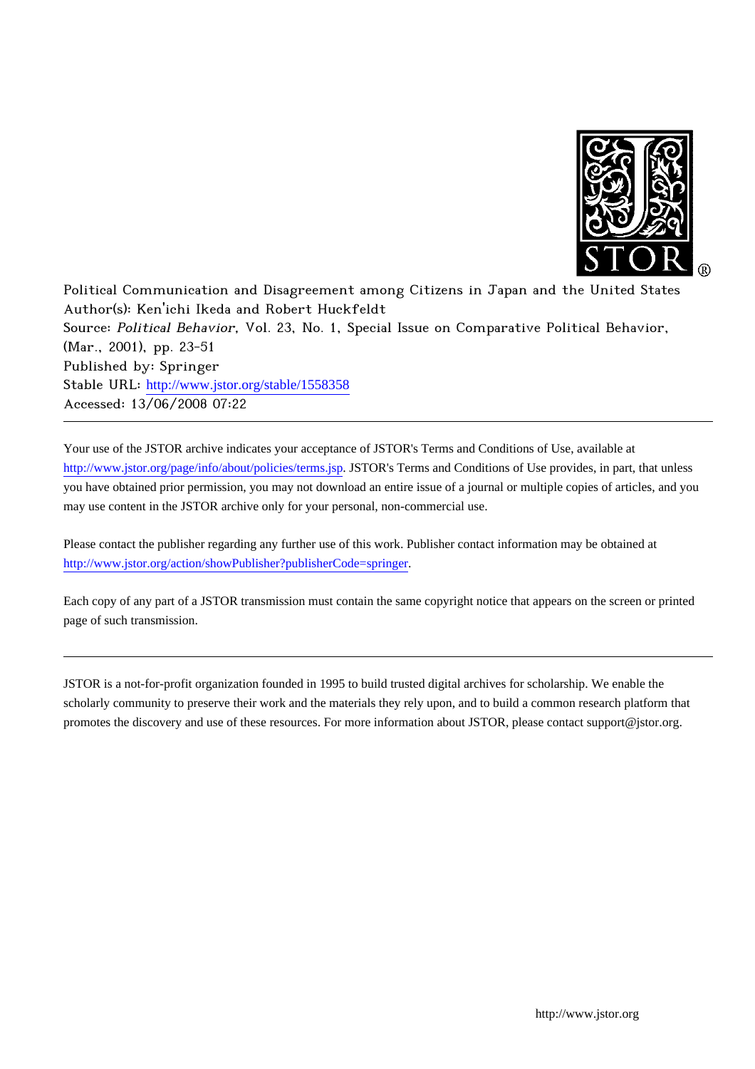Political Communication and Disagreement among Citizens in Japan and the United States
Author(s): Ken'ichi Ikeda and Robert Huckfeldt
Source: *Political Behavior*, Vol. 23, No. 1, Special Issue on Comparative Political Behavior, (Mar., 2001), pp. 23-51
Published by: Springer
Stable URL: http://www.jstor.org/stable/1558358
Accessed: 13/06/2008 07:22

---

Your use of the JSTOR archive indicates your acceptance of JSTOR's Terms and Conditions of Use, available at http://www.jstor.org/page/info/about/policies/terms.jsp. JSTOR's Terms and Conditions of Use provides, in part, that unless you have obtained prior permission, you may not download an entire issue of a journal or multiple copies of articles, and you may use content in the JSTOR archive only for your personal, non-commercial use.

Please contact the publisher regarding any further use of this work. Publisher contact information may be obtained at http://www.jstor.org/action/showPublisher?publisherCode=springer.

Each copy of any part of a JSTOR transmission must contain the same copyright notice that appears on the screen or printed page of such transmission.

---

JSTOR is a not-for-profit organization founded in 1995 to build trusted digital archives for scholarship. We enable the scholarly community to preserve their work and the materials they rely upon, and to build a common research platform that promotes the discovery and use of these resources. For more information about JSTOR, please contact support@jstor.org.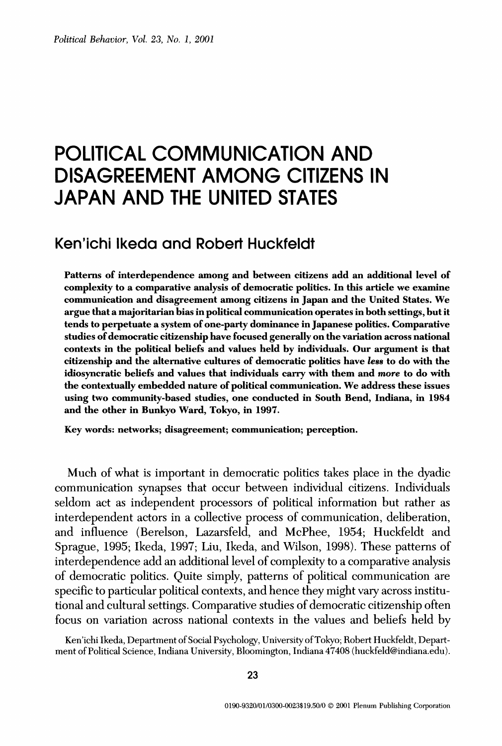# POLITICAL COMMUNICATION AND DISAGREEMENT AMONG CITIZENS IN JAPAN AND THE UNITED STATES

**Ken'ichi Ikeda and Robert Huckfeldt**

**Patterns of interdependence among and between citizens add an additional level of complexity to a comparative analysis of democratic politics. In this article we examine communication and disagreement among citizens in Japan and the United States. We argue that a majoritarian bias in political communication operates in both settings, but it tends to perpetuate a system of one-party dominance in Japanese politics. Comparative studies of democratic citizenship have focused generally on the variation across national contexts in the political beliefs and values held by individuals. Our argument is that citizenship and the alternative cultures of democratic politics have *less* to do with the idiosyncratic beliefs and values that individuals carry with them and *more* to do with the contextually embedded nature of political communication. We address these issues using two community-based studies, one conducted in South Bend, Indiana, in 1984 and the other in Bunkyo Ward, Tokyo, in 1997.**

**Key words: networks; disagreement; communication; perception.**

Much of what is important in democratic politics takes place in the dyadic communication synapses that occur between individual citizens. Individuals seldom act as independent processors of political information but rather as interdependent actors in a collective process of communication, deliberation, and influence (Berelson, Lazarsfeld, and McPhee, 1954; Huckfeldt and Sprague, 1995; Ikeda, 1997; Liu, Ikeda, and Wilson, 1998). These patterns of interdependence add an additional level of complexity to a comparative analysis of democratic politics. Quite simply, patterns of political communication are specific to particular political contexts, and hence they might vary across institutional and cultural settings. Comparative studies of democratic citizenship often focus on variation across national contexts in the values and beliefs held by

Ken'ichi Ikeda, Department of Social Psychology, University of Tokyo; Robert Huckfeldt, Department of Political Science, Indiana University, Bloomington, Indiana 47408 (huckfeld@indiana.edu).

0190-9320/01/0300-0023$19.50/0 © 2001 Plenum Publishing Corporation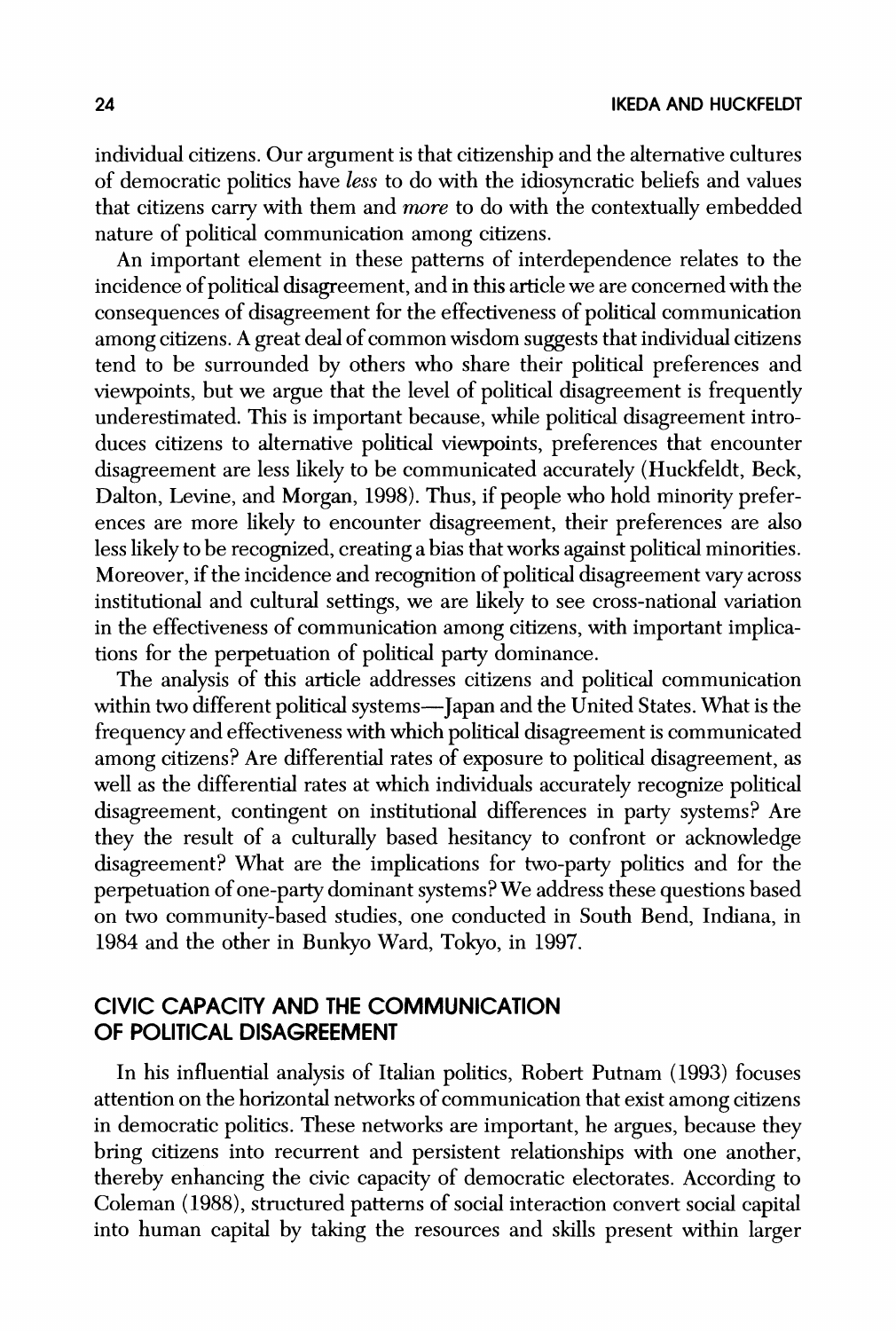individual citizens. Our argument is that citizenship and the alternative cultures of democratic politics have *less* to do with the idiosyncratic beliefs and values that citizens carry with them and *more* to do with the contextually embedded nature of political communication among citizens.

An important element in these patterns of interdependence relates to the incidence of political disagreement, and in this article we are concerned with the consequences of disagreement for the effectiveness of political communication among citizens. A great deal of common wisdom suggests that individual citizens tend to be surrounded by others who share their political preferences and viewpoints, but we argue that the level of political disagreement is frequently underestimated. This is important because, while political disagreement introduces citizens to alternative political viewpoints, preferences that encounter disagreement are less likely to be communicated accurately (Huckfeldt, Beck, Dalton, Levine, and Morgan, 1998). Thus, if people who hold minority preferences are more likely to encounter disagreement, their preferences are also less likely to be recognized, creating a bias that works against political minorities. Moreover, if the incidence and recognition of political disagreement vary across institutional and cultural settings, we are likely to see cross-national variation in the effectiveness of communication among citizens, with important implications for the perpetuation of political party dominance.

The analysis of this article addresses citizens and political communication within two different political systems—Japan and the United States. What is the frequency and effectiveness with which political disagreement is communicated among citizens? Are differential rates of exposure to political disagreement, as well as the differential rates at which individuals accurately recognize political disagreement, contingent on institutional differences in party systems? Are they the result of a culturally based hesitancy to confront or acknowledge disagreement? What are the implications for two-party politics and for the perpetuation of one-party dominant systems? We address these questions based on two community-based studies, one conducted in South Bend, Indiana, in 1984 and the other in Bunkyo Ward, Tokyo, in 1997.

## CIVIC CAPACITY AND THE COMMUNICATION OF POLITICAL DISAGREEMENT

In his influential analysis of Italian politics, Robert Putnam (1993) focuses attention on the horizontal networks of communication that exist among citizens in democratic politics. These networks are important, he argues, because they bring citizens into recurrent and persistent relationships with one another, thereby enhancing the civic capacity of democratic electorates. According to Coleman (1988), structured patterns of social interaction convert social capital into human capital by taking the resources and skills present within larger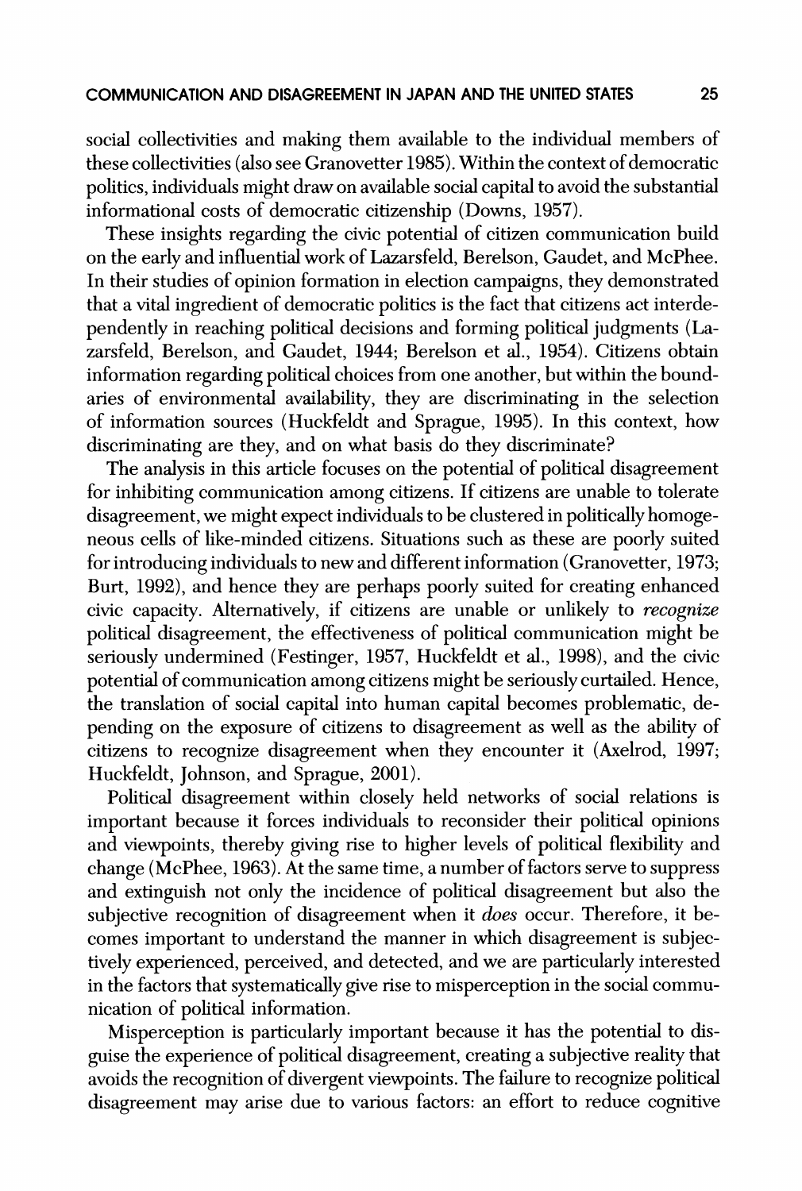social collectivities and making them available to the individual members of these collectivities (also see Granovetter 1985). Within the context of democratic politics, individuals might draw on available social capital to avoid the substantial informational costs of democratic citizenship (Downs, 1957).

These insights regarding the civic potential of citizen communication build on the early and influential work of Lazarsfeld, Berelson, Gaudet, and McPhee. In their studies of opinion formation in election campaigns, they demonstrated that a vital ingredient of democratic politics is the fact that citizens act interdependently in reaching political decisions and forming political judgments (Lazarsfeld, Berelson, and Gaudet, 1944; Berelson et al., 1954). Citizens obtain information regarding political choices from one another, but within the boundaries of environmental availability, they are discriminating in the selection of information sources (Huckfeldt and Sprague, 1995). In this context, how discriminating are they, and on what basis do they discriminate?

The analysis in this article focuses on the potential of political disagreement for inhibiting communication among citizens. If citizens are unable to tolerate disagreement, we might expect individuals to be clustered in politically homogeneous cells of like-minded citizens. Situations such as these are poorly suited for introducing individuals to new and different information (Granovetter, 1973; Burt, 1992), and hence they are perhaps poorly suited for creating enhanced civic capacity. Alternatively, if citizens are unable or unlikely to *recognize* political disagreement, the effectiveness of political communication might be seriously undermined (Festinger, 1957, Huckfeldt et al., 1998), and the civic potential of communication among citizens might be seriously curtailed. Hence, the translation of social capital into human capital becomes problematic, depending on the exposure of citizens to disagreement as well as the ability of citizens to recognize disagreement when they encounter it (Axelrod, 1997; Huckfeldt, Johnson, and Sprague, 2001).

Political disagreement within closely held networks of social relations is important because it forces individuals to reconsider their political opinions and viewpoints, thereby giving rise to higher levels of political flexibility and change (McPhee, 1963). At the same time, a number of factors serve to suppress and extinguish not only the incidence of political disagreement but also the subjective recognition of disagreement when it *does* occur. Therefore, it becomes important to understand the manner in which disagreement is subjectively experienced, perceived, and detected, and we are particularly interested in the factors that systematically give rise to misperception in the social communication of political information.

Misperception is particularly important because it has the potential to disguise the experience of political disagreement, creating a subjective reality that avoids the recognition of divergent viewpoints. The failure to recognize political disagreement may arise due to various factors: an effort to reduce cognitive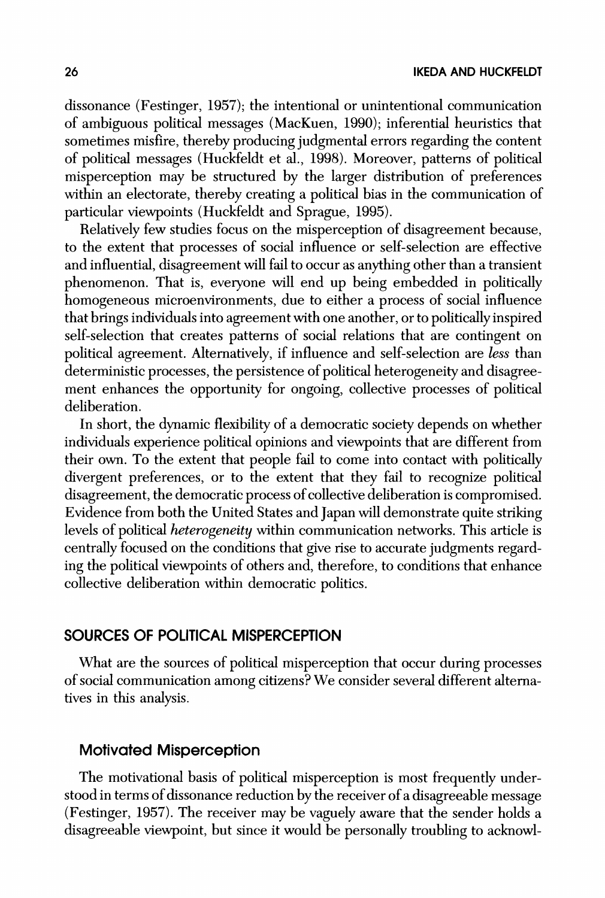dissonance (Festinger, 1957); the intentional or unintentional communication of ambiguous political messages (MacKuen, 1990); inferential heuristics that sometimes misfire, thereby producing judgmental errors regarding the content of political messages (Huckfeldt et al., 1998). Moreover, patterns of political misperception may be structured by the larger distribution of preferences within an electorate, thereby creating a political bias in the communication of particular viewpoints (Huckfeldt and Sprague, 1995).

Relatively few studies focus on the misperception of disagreement because, to the extent that processes of social influence or self-selection are effective and influential, disagreement will fail to occur as anything other than a transient phenomenon. That is, everyone will end up being embedded in politically homogeneous microenvironments, due to either a process of social influence that brings individuals into agreement with one another, or to politically inspired self-selection that creates patterns of social relations that are contingent on political agreement. Alternatively, if influence and self-selection are *less* than deterministic processes, the persistence of political heterogeneity and disagreement enhances the opportunity for ongoing, collective processes of political deliberation.

In short, the dynamic flexibility of a democratic society depends on whether individuals experience political opinions and viewpoints that are different from their own. To the extent that people fail to come into contact with politically divergent preferences, or to the extent that they fail to recognize political disagreement, the democratic process of collective deliberation is compromised. Evidence from both the United States and Japan will demonstrate quite striking levels of political *heterogeneity* within communication networks. This article is centrally focused on the conditions that give rise to accurate judgments regarding the political viewpoints of others and, therefore, to conditions that enhance collective deliberation within democratic politics.

## SOURCES OF POLITICAL MISPERCEPTION

What are the sources of political misperception that occur during processes of social communication among citizens? We consider several different alternatives in this analysis.

### Motivated Misperception

The motivational basis of political misperception is most frequently understood in terms of dissonance reduction by the receiver of a disagreeable message (Festinger, 1957). The receiver may be vaguely aware that the sender holds a disagreeable viewpoint, but since it would be personally troubling to acknowl-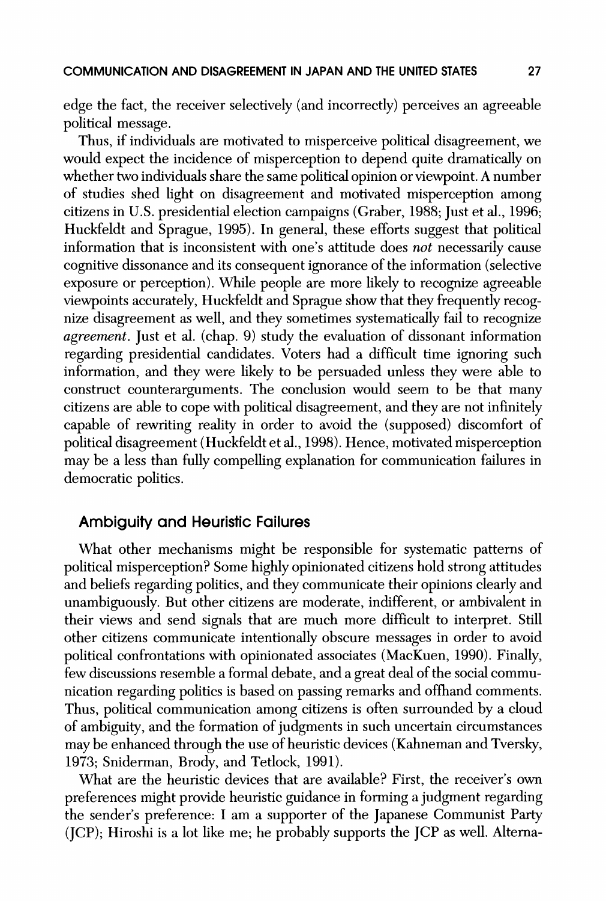edge the fact, the receiver selectively (and incorrectly) perceives an agreeable political message.

Thus, if individuals are motivated to misperceive political disagreement, we would expect the incidence of misperception to depend quite dramatically on whether two individuals share the same political opinion or viewpoint. A number of studies shed light on disagreement and motivated misperception among citizens in U.S. presidential election campaigns (Graber, 1988; Just et al., 1996; Huckfeldt and Sprague, 1995). In general, these efforts suggest that political information that is inconsistent with one's attitude does *not* necessarily cause cognitive dissonance and its consequent ignorance of the information (selective exposure or perception). While people are more likely to recognize agreeable viewpoints accurately, Huckfeldt and Sprague show that they frequently recognize disagreement as well, and they sometimes systematically fail to recognize *agreement*. Just et al. (chap. 9) study the evaluation of dissonant information regarding presidential candidates. Voters had a difficult time ignoring such information, and they were likely to be persuaded unless they were able to construct counterarguments. The conclusion would seem to be that many citizens are able to cope with political disagreement, and they are not infinitely capable of rewriting reality in order to avoid the (supposed) discomfort of political disagreement (Huckfeldt et al., 1998). Hence, motivated misperception may be a less than fully compelling explanation for communication failures in democratic politics.

## Ambiguity and Heuristic Failures

What other mechanisms might be responsible for systematic patterns of political misperception? Some highly opinionated citizens hold strong attitudes and beliefs regarding politics, and they communicate their opinions clearly and unambiguously. But other citizens are moderate, indifferent, or ambivalent in their views and send signals that are much more difficult to interpret. Still other citizens communicate intentionally obscure messages in order to avoid political confrontations with opinionated associates (MacKuen, 1990). Finally, few discussions resemble a formal debate, and a great deal of the social communication regarding politics is based on passing remarks and offhand comments. Thus, political communication among citizens is often surrounded by a cloud of ambiguity, and the formation of judgments in such uncertain circumstances may be enhanced through the use of heuristic devices (Kahneman and Tversky, 1973; Sniderman, Brody, and Tetlock, 1991).

What are the heuristic devices that are available? First, the receiver's own preferences might provide heuristic guidance in forming a judgment regarding the sender's preference: I am a supporter of the Japanese Communist Party (JCP); Hiroshi is a lot like me; he probably supports the JCP as well. Alterna-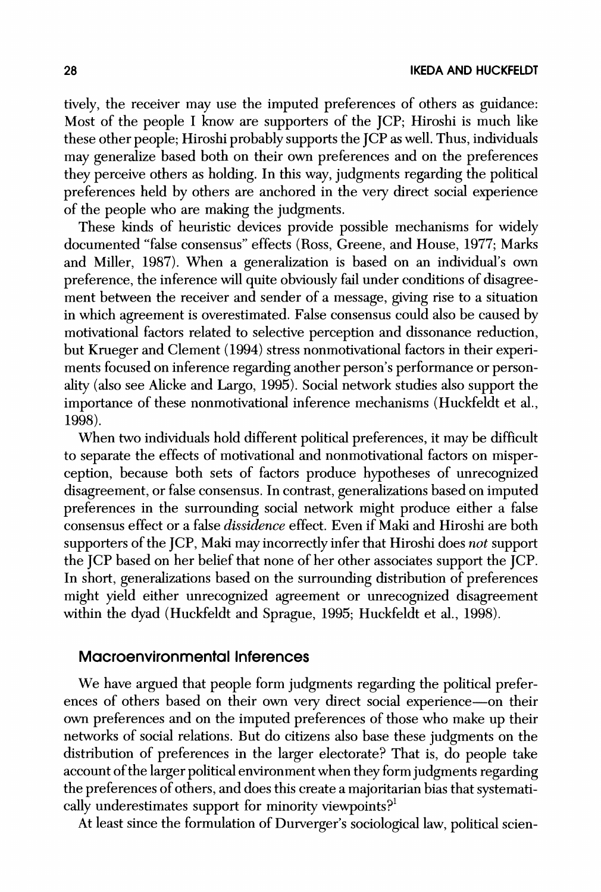tively, the receiver may use the imputed preferences of others as guidance: Most of the people I know are supporters of the JCP; Hiroshi is much like these other people; Hiroshi probably supports the JCP as well. Thus, individuals may generalize based both on their own preferences and on the preferences they perceive others as holding. In this way, judgments regarding the political preferences held by others are anchored in the very direct social experience of the people who are making the judgments.

These kinds of heuristic devices provide possible mechanisms for widely documented "false consensus" effects (Ross, Greene, and House, 1977; Marks and Miller, 1987). When a generalization is based on an individual's own preference, the inference will quite obviously fail under conditions of disagreement between the receiver and sender of a message, giving rise to a situation in which agreement is overestimated. False consensus could also be caused by motivational factors related to selective perception and dissonance reduction, but Krueger and Clement (1994) stress nonmotivational factors in their experiments focused on inference regarding another person's performance or personality (also see Alicke and Largo, 1995). Social network studies also support the importance of these nonmotivational inference mechanisms (Huckfeldt et al., 1998).

When two individuals hold different political preferences, it may be difficult to separate the effects of motivational and nonmotivational factors on misperception, because both sets of factors produce hypotheses of unrecognized disagreement, or false consensus. In contrast, generalizations based on imputed preferences in the surrounding social network might produce either a false consensus effect or a false *dissidence* effect. Even if Maki and Hiroshi are both supporters of the JCP, Maki may incorrectly infer that Hiroshi does *not* support the JCP based on her belief that none of her other associates support the JCP. In short, generalizations based on the surrounding distribution of preferences might yield either unrecognized agreement or unrecognized disagreement within the dyad (Huckfeldt and Sprague, 1995; Huckfeldt et al., 1998).

## Macroenvironmental Inferences

We have argued that people form judgments regarding the political preferences of others based on their own very direct social experience—on their own preferences and on the imputed preferences of those who make up their networks of social relations. But do citizens also base these judgments on the distribution of preferences in the larger electorate? That is, do people take account of the larger political environment when they form judgments regarding the preferences of others, and does this create a majoritarian bias that systematically underestimates support for minority viewpoints?[1]

At least since the formulation of Durverger's sociological law, political scien-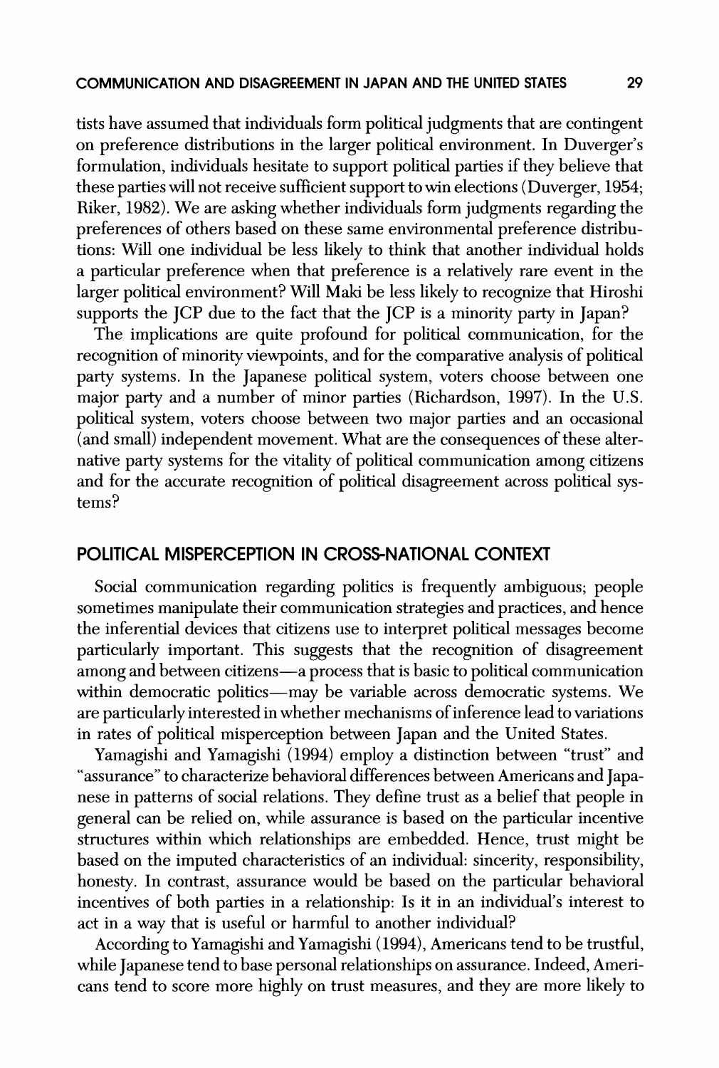tists have assumed that individuals form political judgments that are contingent on preference distributions in the larger political environment. In Duverger's formulation, individuals hesitate to support political parties if they believe that these parties will not receive sufficient support to win elections (Duverger, 1954; Riker, 1982). We are asking whether individuals form judgments regarding the preferences of others based on these same environmental preference distributions: Will one individual be less likely to think that another individual holds a particular preference when that preference is a relatively rare event in the larger political environment? Will Maki be less likely to recognize that Hiroshi supports the JCP due to the fact that the JCP is a minority party in Japan?

The implications are quite profound for political communication, for the recognition of minority viewpoints, and for the comparative analysis of political party systems. In the Japanese political system, voters choose between one major party and a number of minor parties (Richardson, 1997). In the U.S. political system, voters choose between two major parties and an occasional (and small) independent movement. What are the consequences of these alternative party systems for the vitality of political communication among citizens and for the accurate recognition of political disagreement across political systems?

## POLITICAL MISPERCEPTION IN CROSS-NATIONAL CONTEXT

Social communication regarding politics is frequently ambiguous; people sometimes manipulate their communication strategies and practices, and hence the inferential devices that citizens use to interpret political messages become particularly important. This suggests that the recognition of disagreement among and between citizens—a process that is basic to political communication within democratic politics—may be variable across democratic systems. We are particularly interested in whether mechanisms of inference lead to variations in rates of political misperception between Japan and the United States.

Yamagishi and Yamagishi (1994) employ a distinction between "trust" and "assurance" to characterize behavioral differences between Americans and Japanese in patterns of social relations. They define trust as a belief that people in general can be relied on, while assurance is based on the particular incentive structures within which relationships are embedded. Hence, trust might be based on the imputed characteristics of an individual: sincerity, responsibility, honesty. In contrast, assurance would be based on the particular behavioral incentives of both parties in a relationship: Is it in an individual's interest to act in a way that is useful or harmful to another individual?

According to Yamagishi and Yamagishi (1994), Americans tend to be trustful, while Japanese tend to base personal relationships on assurance. Indeed, Americans tend to score more highly on trust measures, and they are more likely to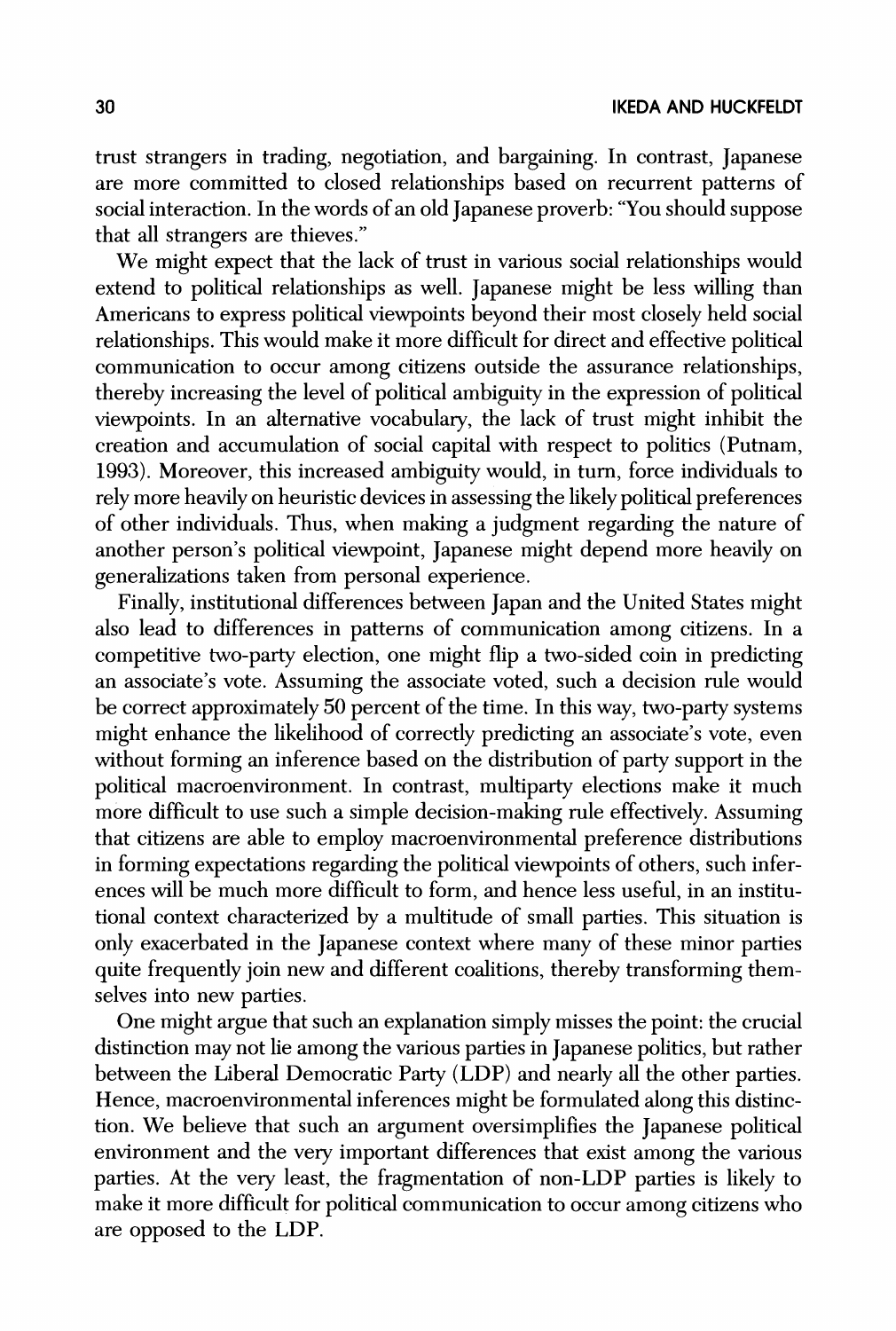trust strangers in trading, negotiation, and bargaining. In contrast, Japanese are more committed to closed relationships based on recurrent patterns of social interaction. In the words of an old Japanese proverb: "You should suppose that all strangers are thieves."

We might expect that the lack of trust in various social relationships would extend to political relationships as well. Japanese might be less willing than Americans to express political viewpoints beyond their most closely held social relationships. This would make it more difficult for direct and effective political communication to occur among citizens outside the assurance relationships, thereby increasing the level of political ambiguity in the expression of political viewpoints. In an alternative vocabulary, the lack of trust might inhibit the creation and accumulation of social capital with respect to politics (Putnam, 1993). Moreover, this increased ambiguity would, in turn, force individuals to rely more heavily on heuristic devices in assessing the likely political preferences of other individuals. Thus, when making a judgment regarding the nature of another person's political viewpoint, Japanese might depend more heavily on generalizations taken from personal experience.

Finally, institutional differences between Japan and the United States might also lead to differences in patterns of communication among citizens. In a competitive two-party election, one might flip a two-sided coin in predicting an associate's vote. Assuming the associate voted, such a decision rule would be correct approximately 50 percent of the time. In this way, two-party systems might enhance the likelihood of correctly predicting an associate's vote, even without forming an inference based on the distribution of party support in the political macroenvironment. In contrast, multiparty elections make it much more difficult to use such a simple decision-making rule effectively. Assuming that citizens are able to employ macroenvironmental preference distributions in forming expectations regarding the political viewpoints of others, such inferences will be much more difficult to form, and hence less useful, in an institutional context characterized by a multitude of small parties. This situation is only exacerbated in the Japanese context where many of these minor parties quite frequently join new and different coalitions, thereby transforming themselves into new parties.

One might argue that such an explanation simply misses the point: the crucial distinction may not lie among the various parties in Japanese politics, but rather between the Liberal Democratic Party (LDP) and nearly all the other parties. Hence, macroenvironmental inferences might be formulated along this distinction. We believe that such an argument oversimplifies the Japanese political environment and the very important differences that exist among the various parties. At the very least, the fragmentation of non-LDP parties is likely to make it more difficult for political communication to occur among citizens who are opposed to the LDP.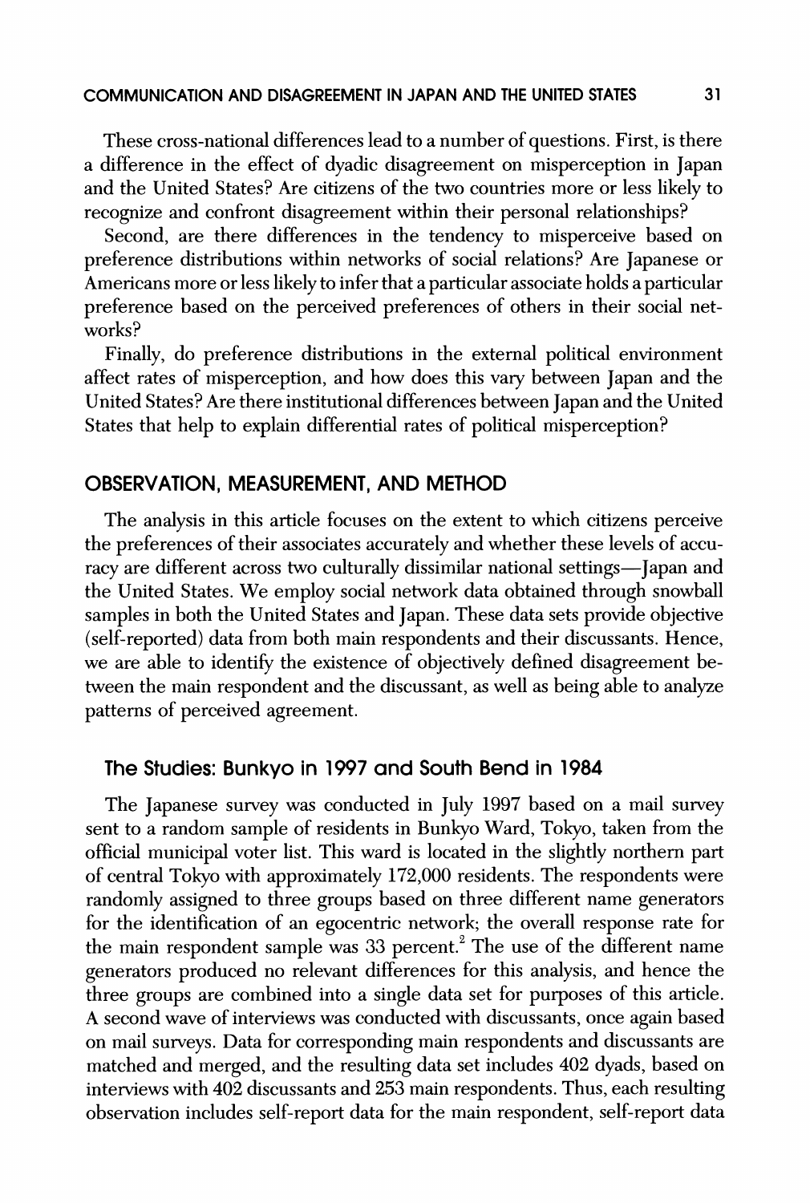These cross-national differences lead to a number of questions. First, is there a difference in the effect of dyadic disagreement on misperception in Japan and the United States? Are citizens of the two countries more or less likely to recognize and confront disagreement within their personal relationships?

Second, are there differences in the tendency to misperceive based on preference distributions within networks of social relations? Are Japanese or Americans more or less likely to infer that a particular associate holds a particular preference based on the perceived preferences of others in their social networks?

Finally, do preference distributions in the external political environment affect rates of misperception, and how does this vary between Japan and the United States? Are there institutional differences between Japan and the United States that help to explain differential rates of political misperception?

## OBSERVATION, MEASUREMENT, AND METHOD

The analysis in this article focuses on the extent to which citizens perceive the preferences of their associates accurately and whether these levels of accuracy are different across two culturally dissimilar national settings—Japan and the United States. We employ social network data obtained through snowball samples in both the United States and Japan. These data sets provide objective (self-reported) data from both main respondents and their discussants. Hence, we are able to identify the existence of objectively defined disagreement between the main respondent and the discussant, as well as being able to analyze patterns of perceived agreement.

### The Studies: Bunkyo in 1997 and South Bend in 1984

The Japanese survey was conducted in July 1997 based on a mail survey sent to a random sample of residents in Bunkyo Ward, Tokyo, taken from the official municipal voter list. This ward is located in the slightly northern part of central Tokyo with approximately 172,000 residents. The respondents were randomly assigned to three groups based on three different name generators for the identification of an egocentric network; the overall response rate for the main respondent sample was 33 percent.[2] The use of the different name generators produced no relevant differences for this analysis, and hence the three groups are combined into a single data set for purposes of this article. A second wave of interviews was conducted with discussants, once again based on mail surveys. Data for corresponding main respondents and discussants are matched and merged, and the resulting data set includes 402 dyads, based on interviews with 402 discussants and 253 main respondents. Thus, each resulting observation includes self-report data for the main respondent, self-report data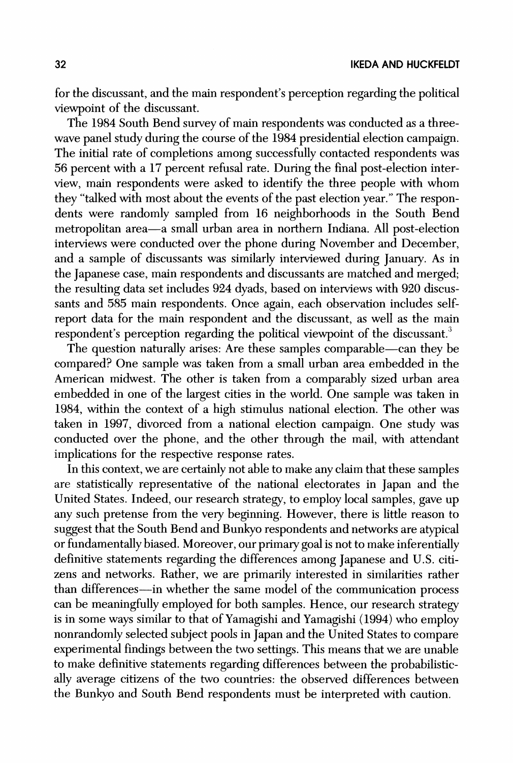for the discussant, and the main respondent's perception regarding the political viewpoint of the discussant.

The 1984 South Bend survey of main respondents was conducted as a three-wave panel study during the course of the 1984 presidential election campaign. The initial rate of completions among successfully contacted respondents was 56 percent with a 17 percent refusal rate. During the final post-election interview, main respondents were asked to identify the three people with whom they "talked with most about the events of the past election year." The respondents were randomly sampled from 16 neighborhoods in the South Bend metropolitan area—a small urban area in northern Indiana. All post-election interviews were conducted over the phone during November and December, and a sample of discussants was similarly interviewed during January. As in the Japanese case, main respondents and discussants are matched and merged; the resulting data set includes 924 dyads, based on interviews with 920 discussants and 585 main respondents. Once again, each observation includes self-report data for the main respondent and the discussant, as well as the main respondent's perception regarding the political viewpoint of the discussant.[3]

The question naturally arises: Are these samples comparable—can they be compared? One sample was taken from a small urban area embedded in the American midwest. The other is taken from a comparably sized urban area embedded in one of the largest cities in the world. One sample was taken in 1984, within the context of a high stimulus national election. The other was taken in 1997, divorced from a national election campaign. One study was conducted over the phone, and the other through the mail, with attendant implications for the respective response rates.

In this context, we are certainly not able to make any claim that these samples are statistically representative of the national electorates in Japan and the United States. Indeed, our research strategy, to employ local samples, gave up any such pretense from the very beginning. However, there is little reason to suggest that the South Bend and Bunkyo respondents and networks are atypical or fundamentally biased. Moreover, our primary goal is not to make inferentially definitive statements regarding the differences among Japanese and U.S. citizens and networks. Rather, we are primarily interested in similarities rather than differences—in whether the same model of the communication process can be meaningfully employed for both samples. Hence, our research strategy is in some ways similar to that of Yamagishi and Yamagishi (1994) who employ nonrandomly selected subject pools in Japan and the United States to compare experimental findings between the two settings. This means that we are unable to make definitive statements regarding differences between the probabilistically average citizens of the two countries: the observed differences between the Bunkyo and South Bend respondents must be interpreted with caution.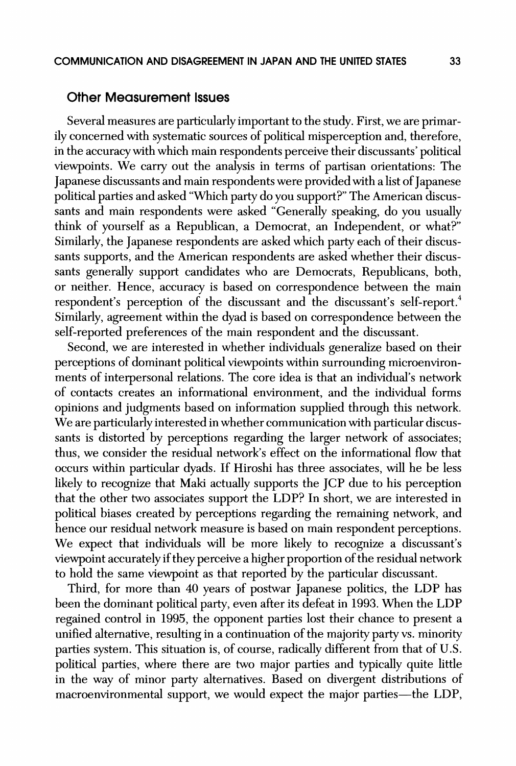## Other Measurement Issues

Several measures are particularly important to the study. First, we are primarily concerned with systematic sources of political misperception and, therefore, in the accuracy with which main respondents perceive their discussants' political viewpoints. We carry out the analysis in terms of partisan orientations: The Japanese discussants and main respondents were provided with a list of Japanese political parties and asked "Which party do you support?" The American discussants and main respondents were asked "Generally speaking, do you usually think of yourself as a Republican, a Democrat, an Independent, or what?" Similarly, the Japanese respondents are asked which party each of their discussants supports, and the American respondents are asked whether their discussants generally support candidates who are Democrats, Republicans, both, or neither. Hence, accuracy is based on correspondence between the main respondent's perception of the discussant and the discussant's self-report.[4] Similarly, agreement within the dyad is based on correspondence between the self-reported preferences of the main respondent and the discussant.

Second, we are interested in whether individuals generalize based on their perceptions of dominant political viewpoints within surrounding microenvironments of interpersonal relations. The core idea is that an individual's network of contacts creates an informational environment, and the individual forms opinions and judgments based on information supplied through this network. We are particularly interested in whether communication with particular discussants is distorted by perceptions regarding the larger network of associates; thus, we consider the residual network's effect on the informational flow that occurs within particular dyads. If Hiroshi has three associates, will he be less likely to recognize that Maki actually supports the JCP due to his perception that the other two associates support the LDP? In short, we are interested in political biases created by perceptions regarding the remaining network, and hence our residual network measure is based on main respondent perceptions. We expect that individuals will be more likely to recognize a discussant's viewpoint accurately if they perceive a higher proportion of the residual network to hold the same viewpoint as that reported by the particular discussant.

Third, for more than 40 years of postwar Japanese politics, the LDP has been the dominant political party, even after its defeat in 1993. When the LDP regained control in 1995, the opponent parties lost their chance to present a unified alternative, resulting in a continuation of the majority party vs. minority parties system. This situation is, of course, radically different from that of U.S. political parties, where there are two major parties and typically quite little in the way of minor party alternatives. Based on divergent distributions of macroenvironmental support, we would expect the major parties—the LDP,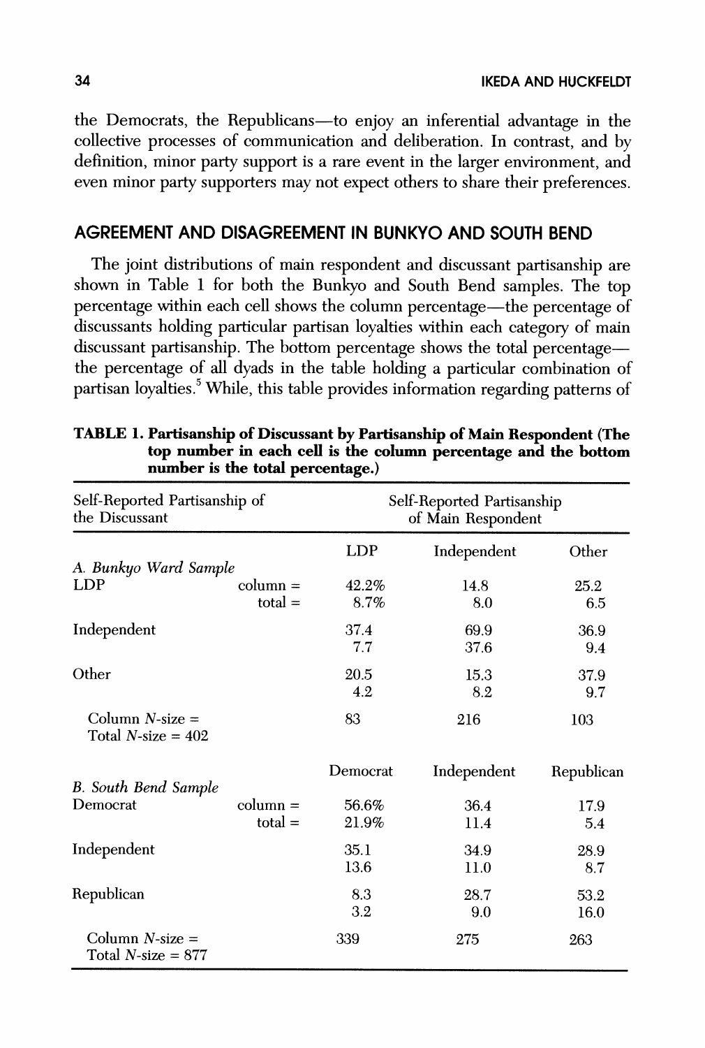the Democrats, the Republicans—to enjoy an inferential advantage in the collective processes of communication and deliberation. In contrast, and by definition, minor party support is a rare event in the larger environment, and even minor party supporters may not expect others to share their preferences.

## AGREEMENT AND DISAGREEMENT IN BUNKYO AND SOUTH BEND

The joint distributions of main respondent and discussant partisanship are shown in Table 1 for both the Bunkyo and South Bend samples. The top percentage within each cell shows the column percentage—the percentage of discussants holding particular partisan loyalties within each category of main discussant partisanship. The bottom percentage shows the total percentage—the percentage of all dyads in the table holding a particular combination of partisan loyalties.[5] While, this table provides information regarding patterns of

**TABLE 1. Partisanship of Discussant by Partisanship of Main Respondent (The top number in each cell is the column percentage and the bottom number is the total percentage.)**

| Self-Reported Partisanship of the Discussant | | Self-Reported Partisanship of Main Respondent | | |
|---|---|---|---|---|
| | | LDP | Independent | Other |
| *A. Bunkyo Ward Sample* | | | | |
| LDP | column = | 42.2% | 14.8 | 25.2 |
| | total = | 8.7% | 8.0 | 6.5 |
| Independent | | 37.4 | 69.9 | 36.9 |
| | | 7.7 | 37.6 | 9.4 |
| Other | | 20.5 | 15.3 | 37.9 |
| | | 4.2 | 8.2 | 9.7 |
| Column *N*-size = | | 83 | 216 | 103 |
| Total *N*-size = 402 | | | | |
| | | Democrat | Independent | Republican |
| *B. South Bend Sample* | | | | |
| Democrat | column = | 56.6% | 36.4 | 17.9 |
| | total = | 21.9% | 11.4 | 5.4 |
| Independent | | 35.1 | 34.9 | 28.9 |
| | | 13.6 | 11.0 | 8.7 |
| Republican | | 8.3 | 28.7 | 53.2 |
| | | 3.2 | 9.0 | 16.0 |
| Column *N*-size = | | 339 | 275 | 263 |
| Total *N*-size = 877 | | | | |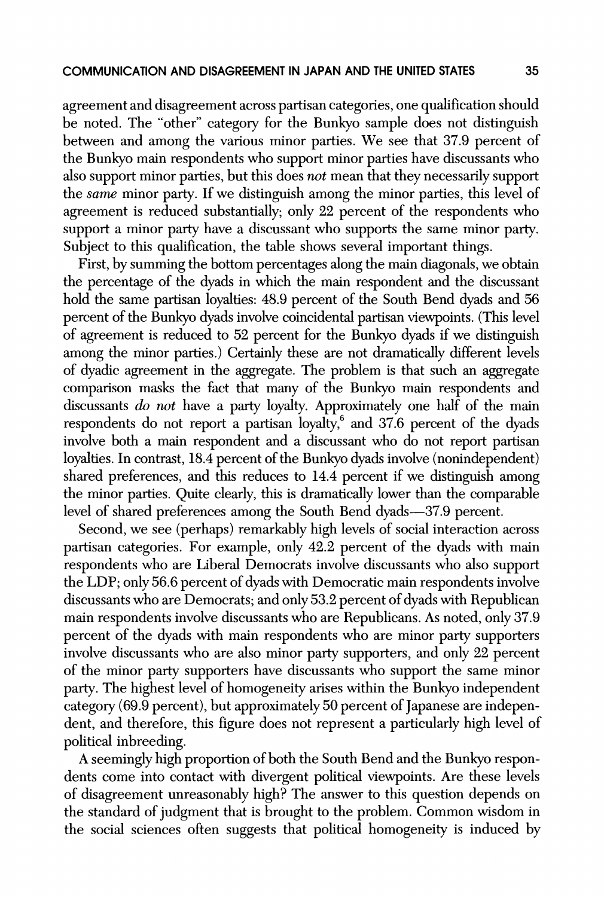agreement and disagreement across partisan categories, one qualification should be noted. The "other" category for the Bunkyo sample does not distinguish between and among the various minor parties. We see that 37.9 percent of the Bunkyo main respondents who support minor parties have discussants who also support minor parties, but this does *not* mean that they necessarily support the *same* minor party. If we distinguish among the minor parties, this level of agreement is reduced substantially; only 22 percent of the respondents who support a minor party have a discussant who supports the same minor party. Subject to this qualification, the table shows several important things.

First, by summing the bottom percentages along the main diagonals, we obtain the percentage of the dyads in which the main respondent and the discussant hold the same partisan loyalties: 48.9 percent of the South Bend dyads and 56 percent of the Bunkyo dyads involve coincidental partisan viewpoints. (This level of agreement is reduced to 52 percent for the Bunkyo dyads if we distinguish among the minor parties.) Certainly these are not dramatically different levels of dyadic agreement in the aggregate. The problem is that such an aggregate comparison masks the fact that many of the Bunkyo main respondents and discussants *do not* have a party loyalty. Approximately one half of the main respondents do not report a partisan loyalty,[6] and 37.6 percent of the dyads involve both a main respondent and a discussant who do not report partisan loyalties. In contrast, 18.4 percent of the Bunkyo dyads involve (nonindependent) shared preferences, and this reduces to 14.4 percent if we distinguish among the minor parties. Quite clearly, this is dramatically lower than the comparable level of shared preferences among the South Bend dyads—37.9 percent.

Second, we see (perhaps) remarkably high levels of social interaction across partisan categories. For example, only 42.2 percent of the dyads with main respondents who are Liberal Democrats involve discussants who also support the LDP; only 56.6 percent of dyads with Democratic main respondents involve discussants who are Democrats; and only 53.2 percent of dyads with Republican main respondents involve discussants who are Republicans. As noted, only 37.9 percent of the dyads with main respondents who are minor party supporters involve discussants who are also minor party supporters, and only 22 percent of the minor party supporters have discussants who support the same minor party. The highest level of homogeneity arises within the Bunkyo independent category (69.9 percent), but approximately 50 percent of Japanese are independent, and therefore, this figure does not represent a particularly high level of political inbreeding.

A seemingly high proportion of both the South Bend and the Bunkyo respondents come into contact with divergent political viewpoints. Are these levels of disagreement unreasonably high? The answer to this question depends on the standard of judgment that is brought to the problem. Common wisdom in the social sciences often suggests that political homogeneity is induced by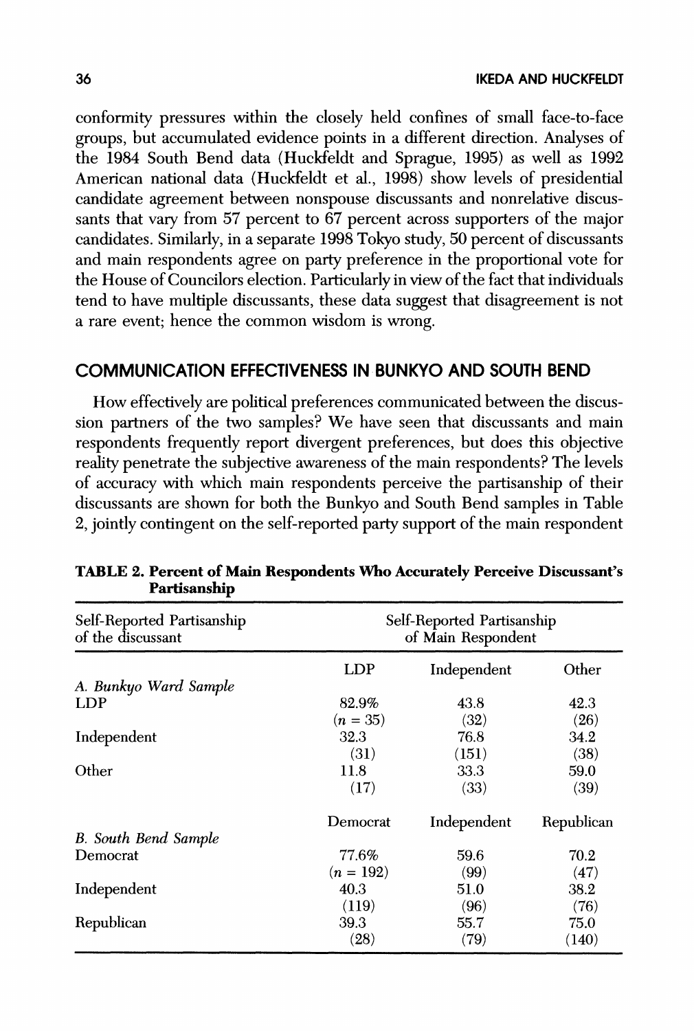conformity pressures within the closely held confines of small face-to-face groups, but accumulated evidence points in a different direction. Analyses of the 1984 South Bend data (Huckfeldt and Sprague, 1995) as well as 1992 American national data (Huckfeldt et al., 1998) show levels of presidential candidate agreement between nonspouse discussants and nonrelative discussants that vary from 57 percent to 67 percent across supporters of the major candidates. Similarly, in a separate 1998 Tokyo study, 50 percent of discussants and main respondents agree on party preference in the proportional vote for the House of Councilors election. Particularly in view of the fact that individuals tend to have multiple discussants, these data suggest that disagreement is not a rare event; hence the common wisdom is wrong.

## COMMUNICATION EFFECTIVENESS IN BUNKYO AND SOUTH BEND

How effectively are political preferences communicated between the discussion partners of the two samples? We have seen that discussants and main respondents frequently report divergent preferences, but does this objective reality penetrate the subjective awareness of the main respondents? The levels of accuracy with which main respondents perceive the partisanship of their discussants are shown for both the Bunkyo and South Bend samples in Table 2, jointly contingent on the self-reported party support of the main respondent

**TABLE 2. Percent of Main Respondents Who Accurately Perceive Discussant's Partisanship**

| Self-Reported Partisanship of the discussant | Self-Reported Partisanship of Main Respondent | | |
|---|---|---|---|
| | LDP | Independent | Other |
| *A. Bunkyo Ward Sample* | | | |
| LDP | 82.9% | 43.8 | 42.3 |
| | ($n$ = 35) | (32) | (26) |
| Independent | 32.3 | 76.8 | 34.2 |
| | (31) | (151) | (38) |
| Other | 11.8 | 33.3 | 59.0 |
| | (17) | (33) | (39) |
| | Democrat | Independent | Republican |
| *B. South Bend Sample* | | | |
| Democrat | 77.6% | 59.6 | 70.2 |
| | ($n$ = 192) | (99) | (47) |
| Independent | 40.3 | 51.0 | 38.2 |
| | (119) | (96) | (76) |
| Republican | 39.3 | 55.7 | 75.0 |
| | (28) | (79) | (140) |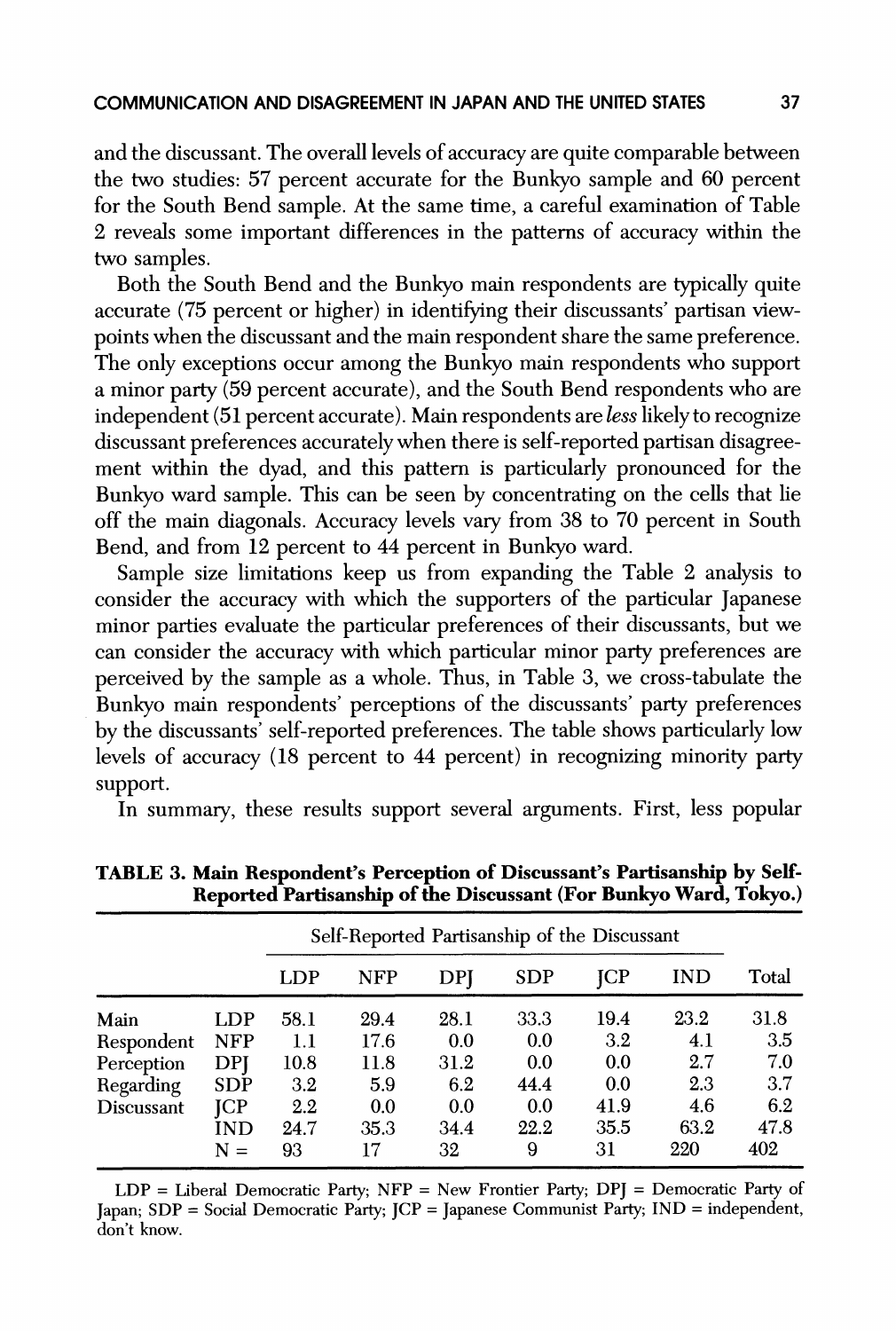and the discussant. The overall levels of accuracy are quite comparable between the two studies: 57 percent accurate for the Bunkyo sample and 60 percent for the South Bend sample. At the same time, a careful examination of Table 2 reveals some important differences in the patterns of accuracy within the two samples.

Both the South Bend and the Bunkyo main respondents are typically quite accurate (75 percent or higher) in identifying their discussants' partisan viewpoints when the discussant and the main respondent share the same preference. The only exceptions occur among the Bunkyo main respondents who support a minor party (59 percent accurate), and the South Bend respondents who are independent (51 percent accurate). Main respondents are *less* likely to recognize discussant preferences accurately when there is self-reported partisan disagreement within the dyad, and this pattern is particularly pronounced for the Bunkyo ward sample. This can be seen by concentrating on the cells that lie off the main diagonals. Accuracy levels vary from 38 to 70 percent in South Bend, and from 12 percent to 44 percent in Bunkyo ward.

Sample size limitations keep us from expanding the Table 2 analysis to consider the accuracy with which the supporters of the particular Japanese minor parties evaluate the particular preferences of their discussants, but we can consider the accuracy with which particular minor party preferences are perceived by the sample as a whole. Thus, in Table 3, we cross-tabulate the Bunkyo main respondents' perceptions of the discussants' party preferences by the discussants' self-reported preferences. The table shows particularly low levels of accuracy (18 percent to 44 percent) in recognizing minority party support.

In summary, these results support several arguments. First, less popular

**TABLE 3. Main Respondent's Perception of Discussant's Partisanship by Self-Reported Partisanship of the Discussant (For Bunkyo Ward, Tokyo.)**

| | | Self-Reported Partisanship of the Discussant | | | | | | |
|---|---|---|---|---|---|---|---|---|
| | | LDP | NFP | DPJ | SDP | JCP | IND | Total |
| Main Respondent Perception Regarding Discussant | LDP | 58.1 | 29.4 | 28.1 | 33.3 | 19.4 | 23.2 | 31.8 |
| | NFP | 1.1 | 17.6 | 0.0 | 0.0 | 3.2 | 4.1 | 3.5 |
| | DPJ | 10.8 | 11.8 | 31.2 | 0.0 | 0.0 | 2.7 | 7.0 |
| | SDP | 3.2 | 5.9 | 6.2 | 44.4 | 0.0 | 2.3 | 3.7 |
| | JCP | 2.2 | 0.0 | 0.0 | 0.0 | 41.9 | 4.6 | 6.2 |
| | IND | 24.7 | 35.3 | 34.4 | 22.2 | 35.5 | 63.2 | 47.8 |
| | N = | 93 | 17 | 32 | 9 | 31 | 220 | 402 |

LDP = Liberal Democratic Party; NFP = New Frontier Party; DPJ = Democratic Party of Japan; SDP = Social Democratic Party; JCP = Japanese Communist Party; IND = independent, don't know.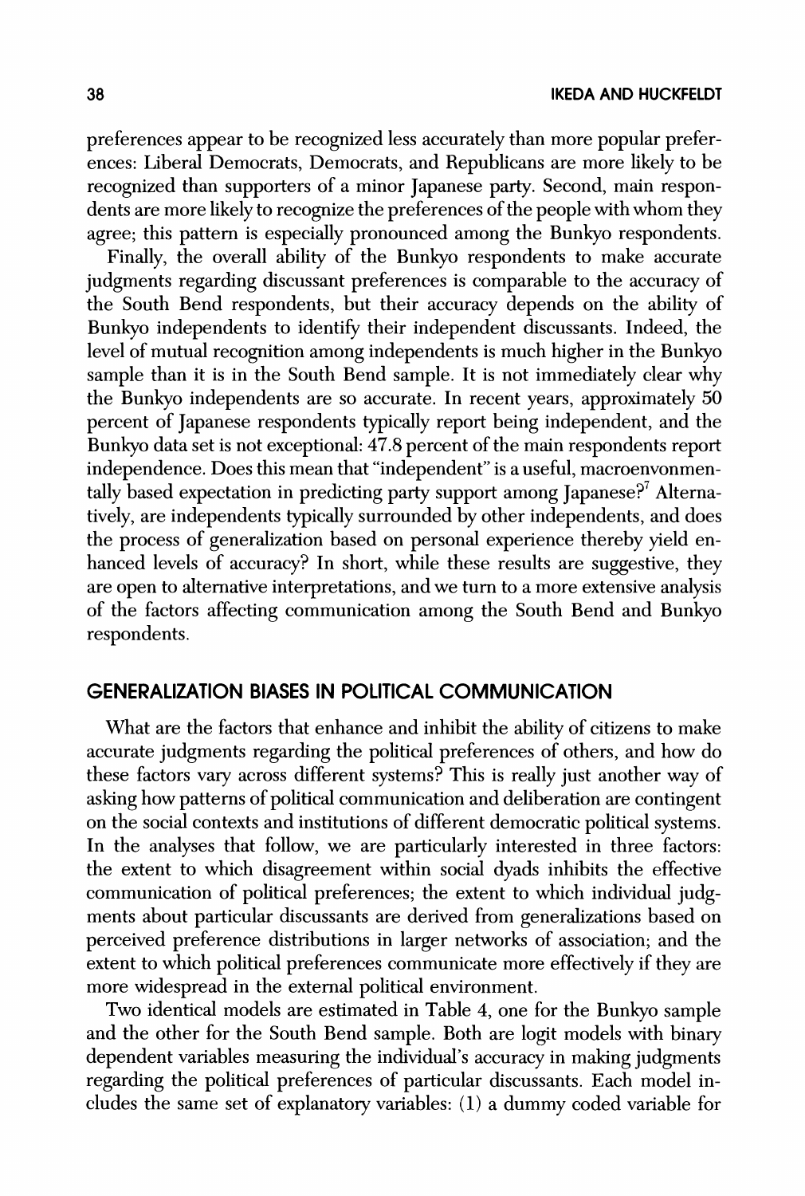preferences appear to be recognized less accurately than more popular preferences: Liberal Democrats, Democrats, and Republicans are more likely to be recognized than supporters of a minor Japanese party. Second, main respondents are more likely to recognize the preferences of the people with whom they agree; this pattern is especially pronounced among the Bunkyo respondents.

Finally, the overall ability of the Bunkyo respondents to make accurate judgments regarding discussant preferences is comparable to the accuracy of the South Bend respondents, but their accuracy depends on the ability of Bunkyo independents to identify their independent discussants. Indeed, the level of mutual recognition among independents is much higher in the Bunkyo sample than it is in the South Bend sample. It is not immediately clear why the Bunkyo independents are so accurate. In recent years, approximately 50 percent of Japanese respondents typically report being independent, and the Bunkyo data set is not exceptional: 47.8 percent of the main respondents report independence. Does this mean that "independent" is a useful, macroenvonmentally based expectation in predicting party support among Japanese?[7] Alternatively, are independents typically surrounded by other independents, and does the process of generalization based on personal experience thereby yield enhanced levels of accuracy? In short, while these results are suggestive, they are open to alternative interpretations, and we turn to a more extensive analysis of the factors affecting communication among the South Bend and Bunkyo respondents.

## GENERALIZATION BIASES IN POLITICAL COMMUNICATION

What are the factors that enhance and inhibit the ability of citizens to make accurate judgments regarding the political preferences of others, and how do these factors vary across different systems? This is really just another way of asking how patterns of political communication and deliberation are contingent on the social contexts and institutions of different democratic political systems. In the analyses that follow, we are particularly interested in three factors: the extent to which disagreement within social dyads inhibits the effective communication of political preferences; the extent to which individual judgments about particular discussants are derived from generalizations based on perceived preference distributions in larger networks of association; and the extent to which political preferences communicate more effectively if they are more widespread in the external political environment.

Two identical models are estimated in Table 4, one for the Bunkyo sample and the other for the South Bend sample. Both are logit models with binary dependent variables measuring the individual's accuracy in making judgments regarding the political preferences of particular discussants. Each model includes the same set of explanatory variables: (1) a dummy coded variable for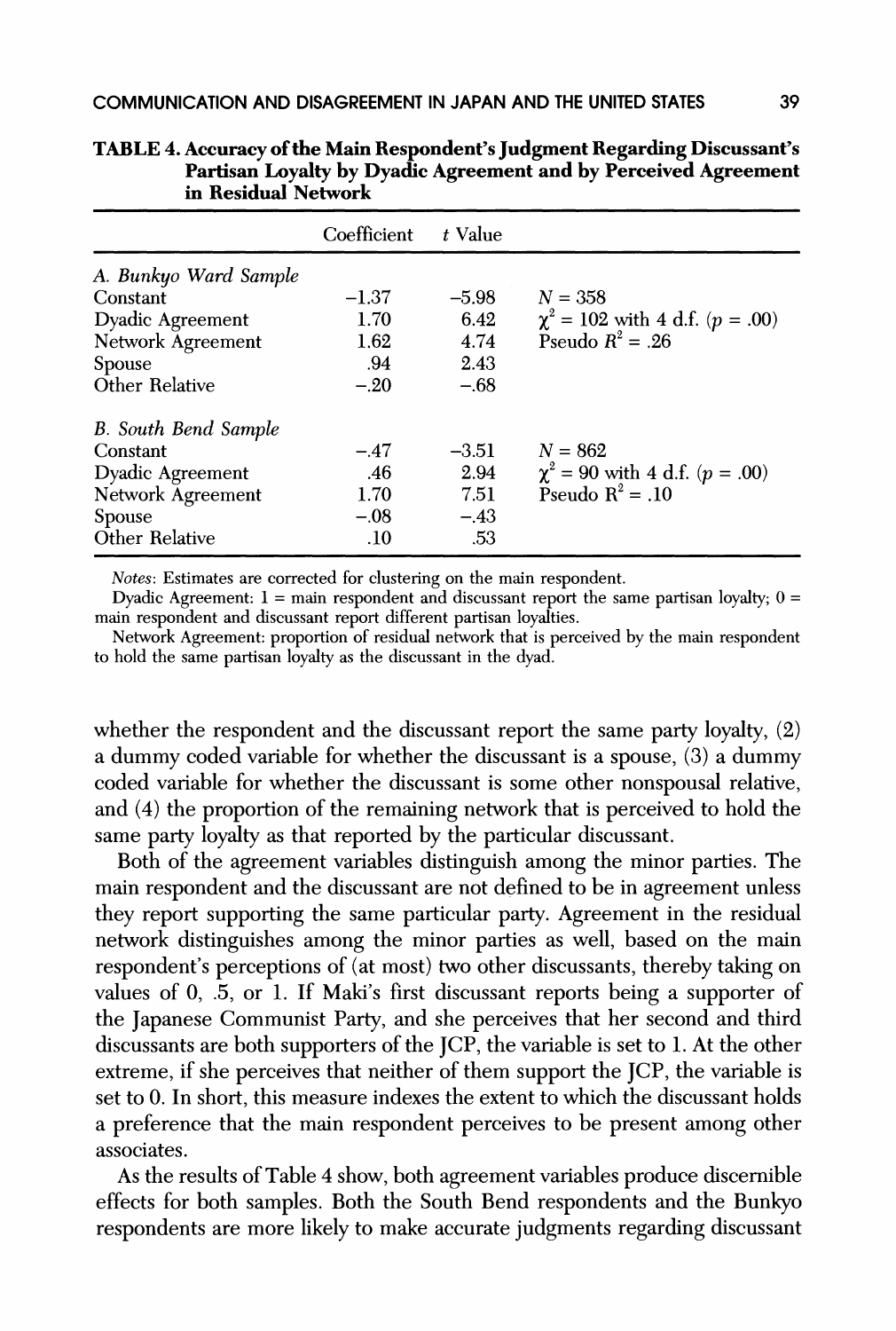**TABLE 4. Accuracy of the Main Respondent's Judgment Regarding Discussant's Partisan Loyalty by Dyadic Agreement and by Perceived Agreement in Residual Network**

| | Coefficient | t Value | |
|---|---|---|---|
| *A. Bunkyo Ward Sample* | | | |
| Constant | −1.37 | −5.98 | $N = 358$ |
| Dyadic Agreement | 1.70 | 6.42 | $\chi^2 = 102$ with 4 d.f. ($p = .00$) |
| Network Agreement | 1.62 | 4.74 | Pseudo $R^2 = .26$ |
| Spouse | .94 | 2.43 | |
| Other Relative | −.20 | −.68 | |
| *B. South Bend Sample* | | | |
| Constant | −.47 | −3.51 | $N = 862$ |
| Dyadic Agreement | .46 | 2.94 | $\chi^2 = 90$ with 4 d.f. ($p = .00$) |
| Network Agreement | 1.70 | 7.51 | Pseudo $R^2 = .10$ |
| Spouse | −.08 | −.43 | |
| Other Relative | .10 | .53 | |

*Notes*: Estimates are corrected for clustering on the main respondent.

Dyadic Agreement: 1 = main respondent and discussant report the same partisan loyalty; 0 = main respondent and discussant report different partisan loyalties.

Network Agreement: proportion of residual network that is perceived by the main respondent to hold the same partisan loyalty as the discussant in the dyad.

whether the respondent and the discussant report the same party loyalty, (2) a dummy coded variable for whether the discussant is a spouse, (3) a dummy coded variable for whether the discussant is some other nonspousal relative, and (4) the proportion of the remaining network that is perceived to hold the same party loyalty as that reported by the particular discussant.

Both of the agreement variables distinguish among the minor parties. The main respondent and the discussant are not defined to be in agreement unless they report supporting the same particular party. Agreement in the residual network distinguishes among the minor parties as well, based on the main respondent's perceptions of (at most) two other discussants, thereby taking on values of 0, .5, or 1. If Maki's first discussant reports being a supporter of the Japanese Communist Party, and she perceives that her second and third discussants are both supporters of the JCP, the variable is set to 1. At the other extreme, if she perceives that neither of them support the JCP, the variable is set to 0. In short, this measure indexes the extent to which the discussant holds a preference that the main respondent perceives to be present among other associates.

As the results of Table 4 show, both agreement variables produce discernible effects for both samples. Both the South Bend respondents and the Bunkyo respondents are more likely to make accurate judgments regarding discussant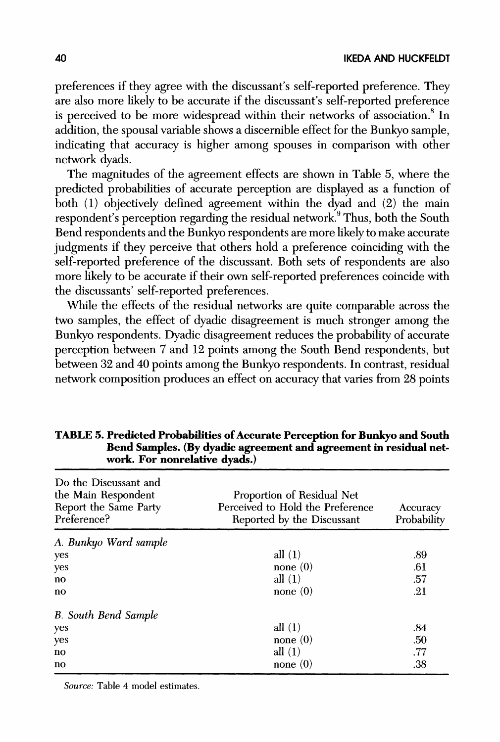preferences if they agree with the discussant's self-reported preference. They are also more likely to be accurate if the discussant's self-reported preference is perceived to be more widespread within their networks of association.[8] In addition, the spousal variable shows a discernible effect for the Bunkyo sample, indicating that accuracy is higher among spouses in comparison with other network dyads.

The magnitudes of the agreement effects are shown in Table 5, where the predicted probabilities of accurate perception are displayed as a function of both (1) objectively defined agreement within the dyad and (2) the main respondent's perception regarding the residual network.[9] Thus, both the South Bend respondents and the Bunkyo respondents are more likely to make accurate judgments if they perceive that others hold a preference coinciding with the self-reported preference of the discussant. Both sets of respondents are also more likely to be accurate if their own self-reported preferences coincide with the discussants' self-reported preferences.

While the effects of the residual networks are quite comparable across the two samples, the effect of dyadic disagreement is much stronger among the Bunkyo respondents. Dyadic disagreement reduces the probability of accurate perception between 7 and 12 points among the South Bend respondents, but between 32 and 40 points among the Bunkyo respondents. In contrast, residual network composition produces an effect on accuracy that varies from 28 points

**TABLE 5. Predicted Probabilities of Accurate Perception for Bunkyo and South Bend Samples. (By dyadic agreement and agreement in residual network. For nonrelative dyads.)**

| Do the Discussant and the Main Respondent Report the Same Party Preference? | Proportion of Residual Net Perceived to Hold the Preference Reported by the Discussant | Accuracy Probability |
|---|---|---|
| *A. Bunkyo Ward sample* | | |
| yes | all (1) | .89 |
| yes | none (0) | .61 |
| no | all (1) | .57 |
| no | none (0) | .21 |
| *B. South Bend Sample* | | |
| yes | all (1) | .84 |
| yes | none (0) | .50 |
| no | all (1) | .77 |
| no | none (0) | .38 |

*Source:* Table 4 model estimates.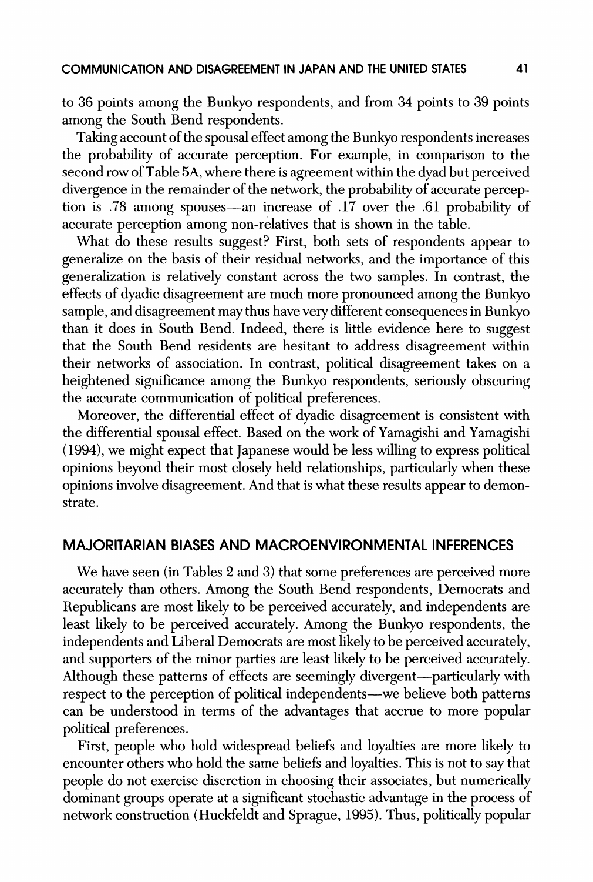to 36 points among the Bunkyo respondents, and from 34 points to 39 points among the South Bend respondents.

Taking account of the spousal effect among the Bunkyo respondents increases the probability of accurate perception. For example, in comparison to the second row of Table 5A, where there is agreement within the dyad but perceived divergence in the remainder of the network, the probability of accurate perception is .78 among spouses—an increase of .17 over the .61 probability of accurate perception among non-relatives that is shown in the table.

What do these results suggest? First, both sets of respondents appear to generalize on the basis of their residual networks, and the importance of this generalization is relatively constant across the two samples. In contrast, the effects of dyadic disagreement are much more pronounced among the Bunkyo sample, and disagreement may thus have very different consequences in Bunkyo than it does in South Bend. Indeed, there is little evidence here to suggest that the South Bend residents are hesitant to address disagreement within their networks of association. In contrast, political disagreement takes on a heightened significance among the Bunkyo respondents, seriously obscuring the accurate communication of political preferences.

Moreover, the differential effect of dyadic disagreement is consistent with the differential spousal effect. Based on the work of Yamagishi and Yamagishi (1994), we might expect that Japanese would be less willing to express political opinions beyond their most closely held relationships, particularly when these opinions involve disagreement. And that is what these results appear to demonstrate.

## MAJORITARIAN BIASES AND MACROENVIRONMENTAL INFERENCES

We have seen (in Tables 2 and 3) that some preferences are perceived more accurately than others. Among the South Bend respondents, Democrats and Republicans are most likely to be perceived accurately, and independents are least likely to be perceived accurately. Among the Bunkyo respondents, the independents and Liberal Democrats are most likely to be perceived accurately, and supporters of the minor parties are least likely to be perceived accurately. Although these patterns of effects are seemingly divergent—particularly with respect to the perception of political independents—we believe both patterns can be understood in terms of the advantages that accrue to more popular political preferences.

First, people who hold widespread beliefs and loyalties are more likely to encounter others who hold the same beliefs and loyalties. This is not to say that people do not exercise discretion in choosing their associates, but numerically dominant groups operate at a significant stochastic advantage in the process of network construction (Huckfeldt and Sprague, 1995). Thus, politically popular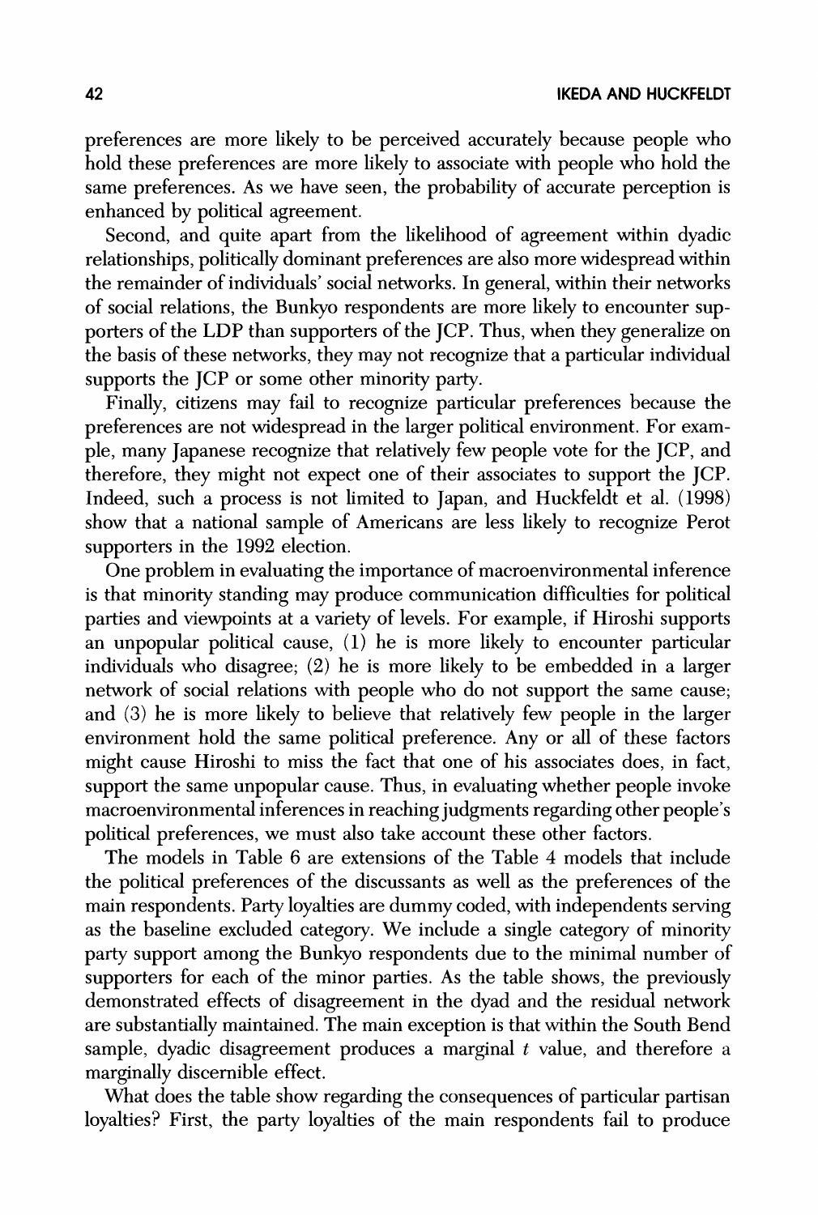preferences are more likely to be perceived accurately because people who hold these preferences are more likely to associate with people who hold the same preferences. As we have seen, the probability of accurate perception is enhanced by political agreement.

Second, and quite apart from the likelihood of agreement within dyadic relationships, politically dominant preferences are also more widespread within the remainder of individuals' social networks. In general, within their networks of social relations, the Bunkyo respondents are more likely to encounter supporters of the LDP than supporters of the JCP. Thus, when they generalize on the basis of these networks, they may not recognize that a particular individual supports the JCP or some other minority party.

Finally, citizens may fail to recognize particular preferences because the preferences are not widespread in the larger political environment. For example, many Japanese recognize that relatively few people vote for the JCP, and therefore, they might not expect one of their associates to support the JCP. Indeed, such a process is not limited to Japan, and Huckfeldt et al. (1998) show that a national sample of Americans are less likely to recognize Perot supporters in the 1992 election.

One problem in evaluating the importance of macroenvironmental inference is that minority standing may produce communication difficulties for political parties and viewpoints at a variety of levels. For example, if Hiroshi supports an unpopular political cause, (1) he is more likely to encounter particular individuals who disagree; (2) he is more likely to be embedded in a larger network of social relations with people who do not support the same cause; and (3) he is more likely to believe that relatively few people in the larger environment hold the same political preference. Any or all of these factors might cause Hiroshi to miss the fact that one of his associates does, in fact, support the same unpopular cause. Thus, in evaluating whether people invoke macroenvironmental inferences in reaching judgments regarding other people's political preferences, we must also take account these other factors.

The models in Table 6 are extensions of the Table 4 models that include the political preferences of the discussants as well as the preferences of the main respondents. Party loyalties are dummy coded, with independents serving as the baseline excluded category. We include a single category of minority party support among the Bunkyo respondents due to the minimal number of supporters for each of the minor parties. As the table shows, the previously demonstrated effects of disagreement in the dyad and the residual network are substantially maintained. The main exception is that within the South Bend sample, dyadic disagreement produces a marginal $t$ value, and therefore a marginally discernible effect.

What does the table show regarding the consequences of particular partisan loyalties? First, the party loyalties of the main respondents fail to produce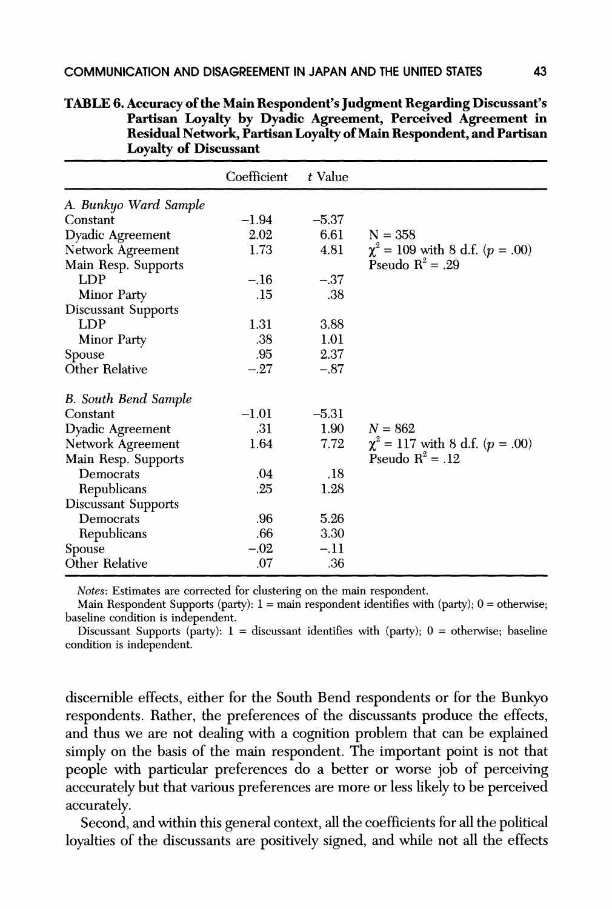**TABLE 6. Accuracy of the Main Respondent's Judgment Regarding Discussant's Partisan Loyalty by Dyadic Agreement, Perceived Agreement in Residual Network, Partisan Loyalty of Main Respondent, and Partisan Loyalty of Discussant**

| | Coefficient | *t* Value | |
|---|---|---|---|
| *A. Bunkyo Ward Sample* | | | |
| Constant | −1.94 | −5.37 | |
| Dyadic Agreement | 2.02 | 6.61 | N = 358 |
| Network Agreement | 1.73 | 4.81 | $\chi^2$ = 109 with 8 d.f. ($p$ = .00) |
| Main Resp. Supports | | | Pseudo $R^2$ = .29 |
| LDP | −.16 | −.37 | |
| Minor Party | .15 | .38 | |
| Discussant Supports | | | |
| LDP | 1.31 | 3.88 | |
| Minor Party | .38 | 1.01 | |
| Spouse | .95 | 2.37 | |
| Other Relative | −.27 | −.87 | |
| *B. South Bend Sample* | | | |
| Constant | −1.01 | −5.31 | |
| Dyadic Agreement | .31 | 1.90 | $N$ = 862 |
| Network Agreement | 1.64 | 7.72 | $\chi^2$ = 117 with 8 d.f. ($p$ = .00) |
| Main Resp. Supports | | | Pseudo $R^2$ = .12 |
| Democrats | .04 | .18 | |
| Republicans | .25 | 1.28 | |
| Discussant Supports | | | |
| Democrats | .96 | 5.26 | |
| Republicans | .66 | 3.30 | |
| Spouse | −.02 | −.11 | |
| Other Relative | .07 | .36 | |

*Notes*: Estimates are corrected for clustering on the main respondent.

Main Respondent Supports (party): 1 = main respondent identifies with (party); 0 = otherwise; baseline condition is independent.

Discussant Supports (party): 1 = discussant identifies with (party); 0 = otherwise; baseline condition is independent.

discernible effects, either for the South Bend respondents or for the Bunkyo respondents. Rather, the preferences of the discussants produce the effects, and thus we are not dealing with a cognition problem that can be explained simply on the basis of the main respondent. The important point is not that people with particular preferences do a better or worse job of perceiving acccurately but that various preferences are more or less likely to be perceived accurately.

Second, and within this general context, all the coefficients for all the political loyalties of the discussants are positively signed, and while not all the effects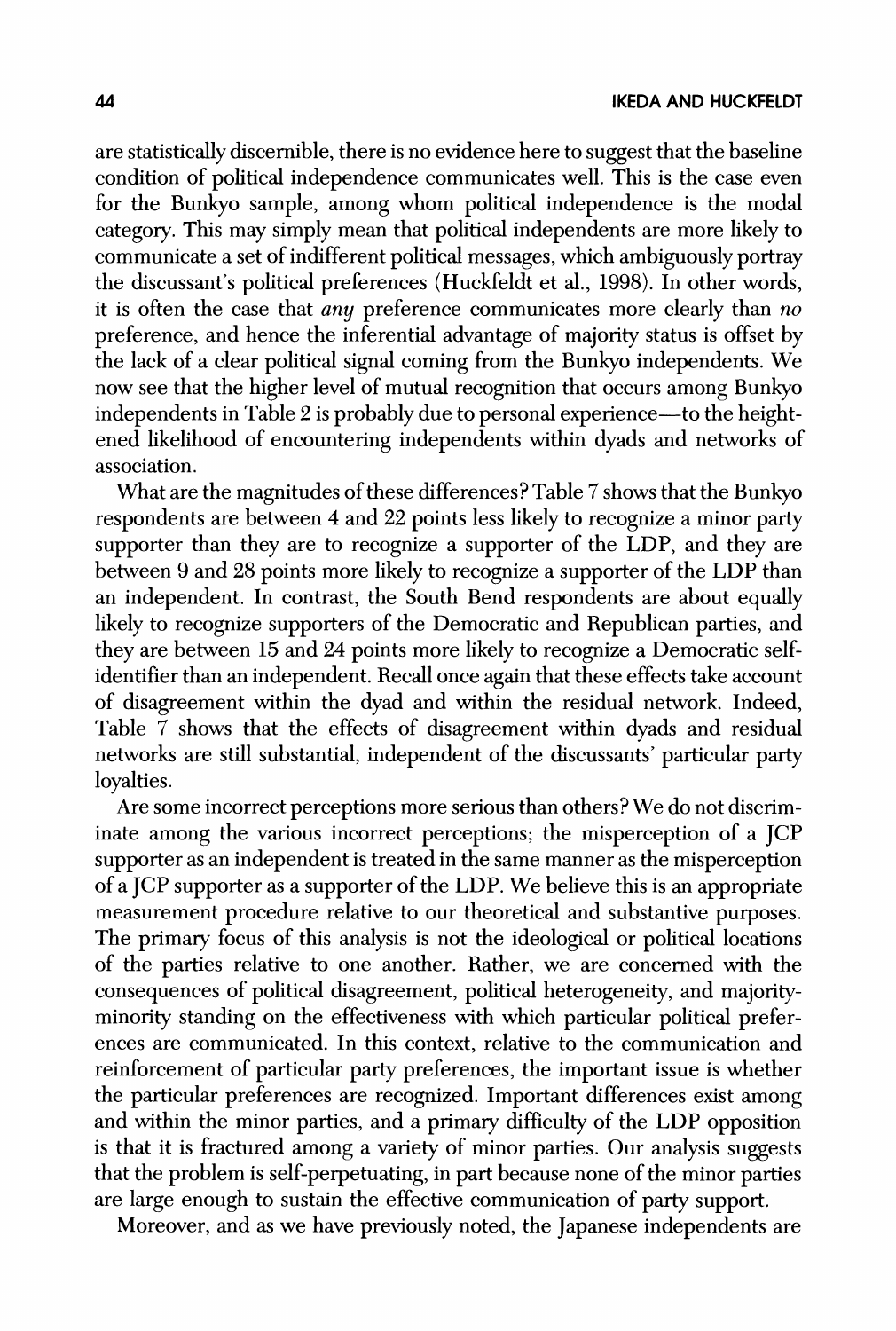are statistically discernible, there is no evidence here to suggest that the baseline condition of political independence communicates well. This is the case even for the Bunkyo sample, among whom political independence is the modal category. This may simply mean that political independents are more likely to communicate a set of indifferent political messages, which ambiguously portray the discussant's political preferences (Huckfeldt et al., 1998). In other words, it is often the case that *any* preference communicates more clearly than *no* preference, and hence the inferential advantage of majority status is offset by the lack of a clear political signal coming from the Bunkyo independents. We now see that the higher level of mutual recognition that occurs among Bunkyo independents in Table 2 is probably due to personal experience—to the heightened likelihood of encountering independents within dyads and networks of association.

What are the magnitudes of these differences? Table 7 shows that the Bunkyo respondents are between 4 and 22 points less likely to recognize a minor party supporter than they are to recognize a supporter of the LDP, and they are between 9 and 28 points more likely to recognize a supporter of the LDP than an independent. In contrast, the South Bend respondents are about equally likely to recognize supporters of the Democratic and Republican parties, and they are between 15 and 24 points more likely to recognize a Democratic self-identifier than an independent. Recall once again that these effects take account of disagreement within the dyad and within the residual network. Indeed, Table 7 shows that the effects of disagreement within dyads and residual networks are still substantial, independent of the discussants' particular party loyalties.

Are some incorrect perceptions more serious than others? We do not discriminate among the various incorrect perceptions; the misperception of a JCP supporter as an independent is treated in the same manner as the misperception of a JCP supporter as a supporter of the LDP. We believe this is an appropriate measurement procedure relative to our theoretical and substantive purposes. The primary focus of this analysis is not the ideological or political locations of the parties relative to one another. Rather, we are concerned with the consequences of political disagreement, political heterogeneity, and majority-minority standing on the effectiveness with which particular political preferences are communicated. In this context, relative to the communication and reinforcement of particular party preferences, the important issue is whether the particular preferences are recognized. Important differences exist among and within the minor parties, and a primary difficulty of the LDP opposition is that it is fractured among a variety of minor parties. Our analysis suggests that the problem is self-perpetuating, in part because none of the minor parties are large enough to sustain the effective communication of party support.

Moreover, and as we have previously noted, the Japanese independents are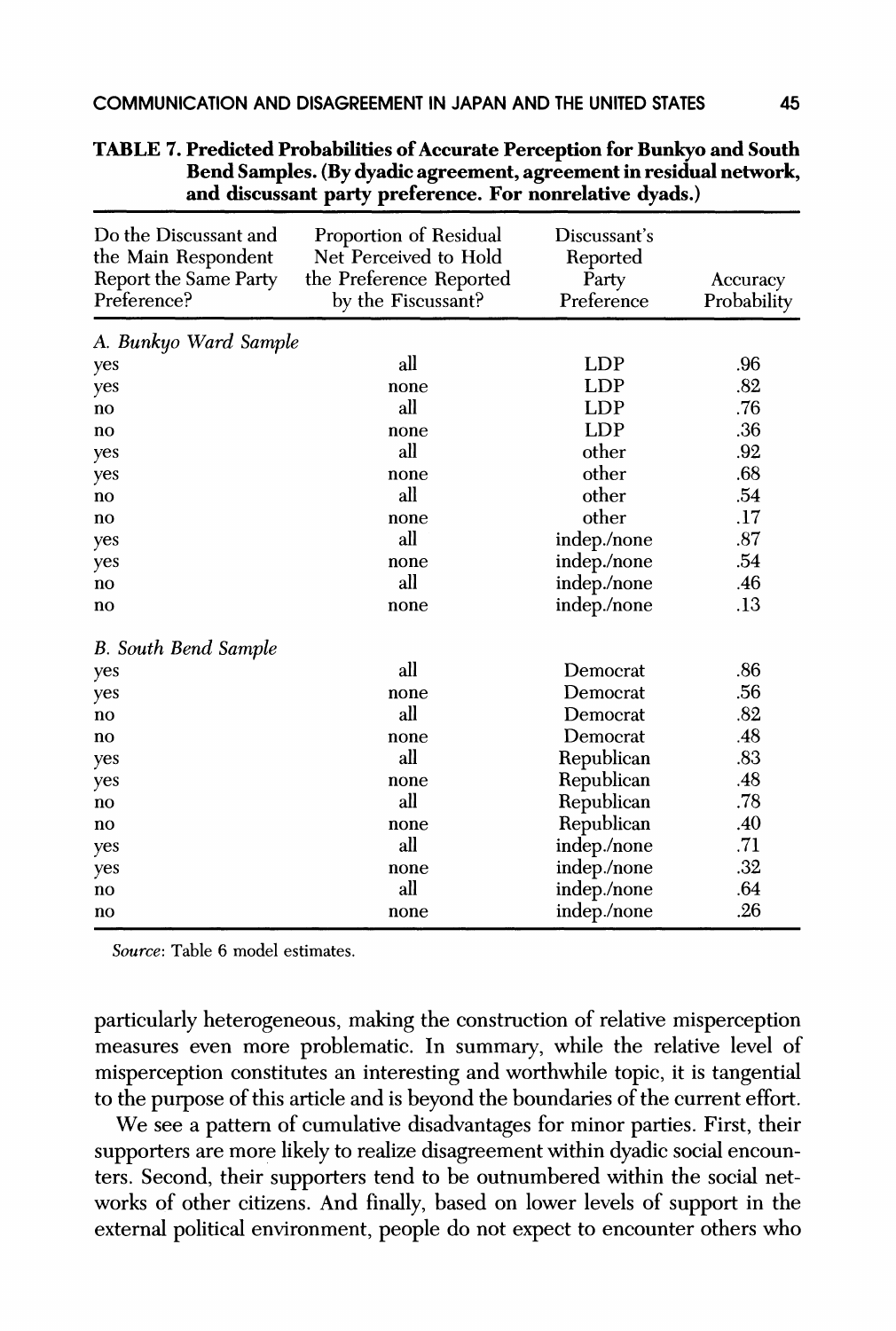**TABLE 7. Predicted Probabilities of Accurate Perception for Bunkyo and South Bend Samples. (By dyadic agreement, agreement in residual network, and discussant party preference. For nonrelative dyads.)**

| Do the Discussant and the Main Respondent Report the Same Party Preference? | Proportion of Residual Net Perceived to Hold the Preference Reported by the Fiscussant? | Discussant's Reported Party Preference | Accuracy Probability |
|---|---|---|---|
| *A. Bunkyo Ward Sample* | | | |
| yes | all | LDP | .96 |
| yes | none | LDP | .82 |
| no | all | LDP | .76 |
| no | none | LDP | .36 |
| yes | all | other | .92 |
| yes | none | other | .68 |
| no | all | other | .54 |
| no | none | other | .17 |
| yes | all | indep./none | .87 |
| yes | none | indep./none | .54 |
| no | all | indep./none | .46 |
| no | none | indep./none | .13 |
| *B. South Bend Sample* | | | |
| yes | all | Democrat | .86 |
| yes | none | Democrat | .56 |
| no | all | Democrat | .82 |
| no | none | Democrat | .48 |
| yes | all | Republican | .83 |
| yes | none | Republican | .48 |
| no | all | Republican | .78 |
| no | none | Republican | .40 |
| yes | all | indep./none | .71 |
| yes | none | indep./none | .32 |
| no | all | indep./none | .64 |
| no | none | indep./none | .26 |

*Source*: Table 6 model estimates.

particularly heterogeneous, making the construction of relative misperception measures even more problematic. In summary, while the relative level of misperception constitutes an interesting and worthwhile topic, it is tangential to the purpose of this article and is beyond the boundaries of the current effort.

We see a pattern of cumulative disadvantages for minor parties. First, their supporters are more likely to realize disagreement within dyadic social encounters. Second, their supporters tend to be outnumbered within the social networks of other citizens. And finally, based on lower levels of support in the external political environment, people do not expect to encounter others who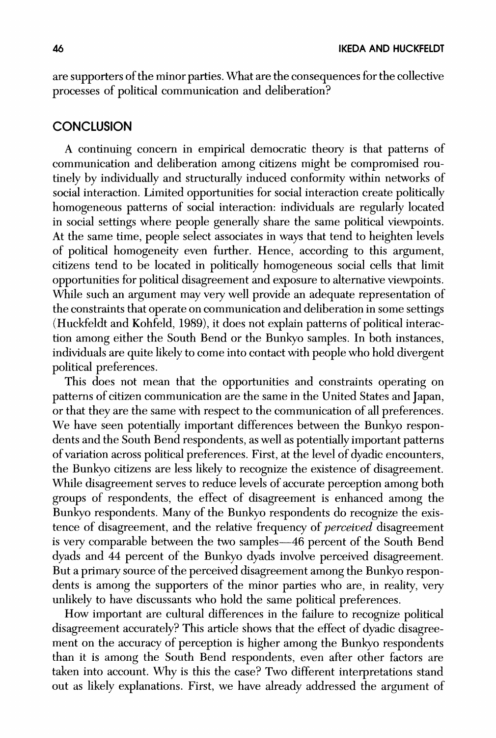are supporters of the minor parties. What are the consequences for the collective processes of political communication and deliberation?

## CONCLUSION

A continuing concern in empirical democratic theory is that patterns of communication and deliberation among citizens might be compromised routinely by individually and structurally induced conformity within networks of social interaction. Limited opportunities for social interaction create politically homogeneous patterns of social interaction: individuals are regularly located in social settings where people generally share the same political viewpoints. At the same time, people select associates in ways that tend to heighten levels of political homogeneity even further. Hence, according to this argument, citizens tend to be located in politically homogeneous social cells that limit opportunities for political disagreement and exposure to alternative viewpoints. While such an argument may very well provide an adequate representation of the constraints that operate on communication and deliberation in some settings (Huckfeldt and Kohfeld, 1989), it does not explain patterns of political interaction among either the South Bend or the Bunkyo samples. In both instances, individuals are quite likely to come into contact with people who hold divergent political preferences.

This does not mean that the opportunities and constraints operating on patterns of citizen communication are the same in the United States and Japan, or that they are the same with respect to the communication of all preferences. We have seen potentially important differences between the Bunkyo respondents and the South Bend respondents, as well as potentially important patterns of variation across political preferences. First, at the level of dyadic encounters, the Bunkyo citizens are less likely to recognize the existence of disagreement. While disagreement serves to reduce levels of accurate perception among both groups of respondents, the effect of disagreement is enhanced among the Bunkyo respondents. Many of the Bunkyo respondents do recognize the existence of disagreement, and the relative frequency of *perceived* disagreement is very comparable between the two samples—46 percent of the South Bend dyads and 44 percent of the Bunkyo dyads involve perceived disagreement. But a primary source of the perceived disagreement among the Bunkyo respondents is among the supporters of the minor parties who are, in reality, very unlikely to have discussants who hold the same political preferences.

How important are cultural differences in the failure to recognize political disagreement accurately? This article shows that the effect of dyadic disagreement on the accuracy of perception is higher among the Bunkyo respondents than it is among the South Bend respondents, even after other factors are taken into account. Why is this the case? Two different interpretations stand out as likely explanations. First, we have already addressed the argument of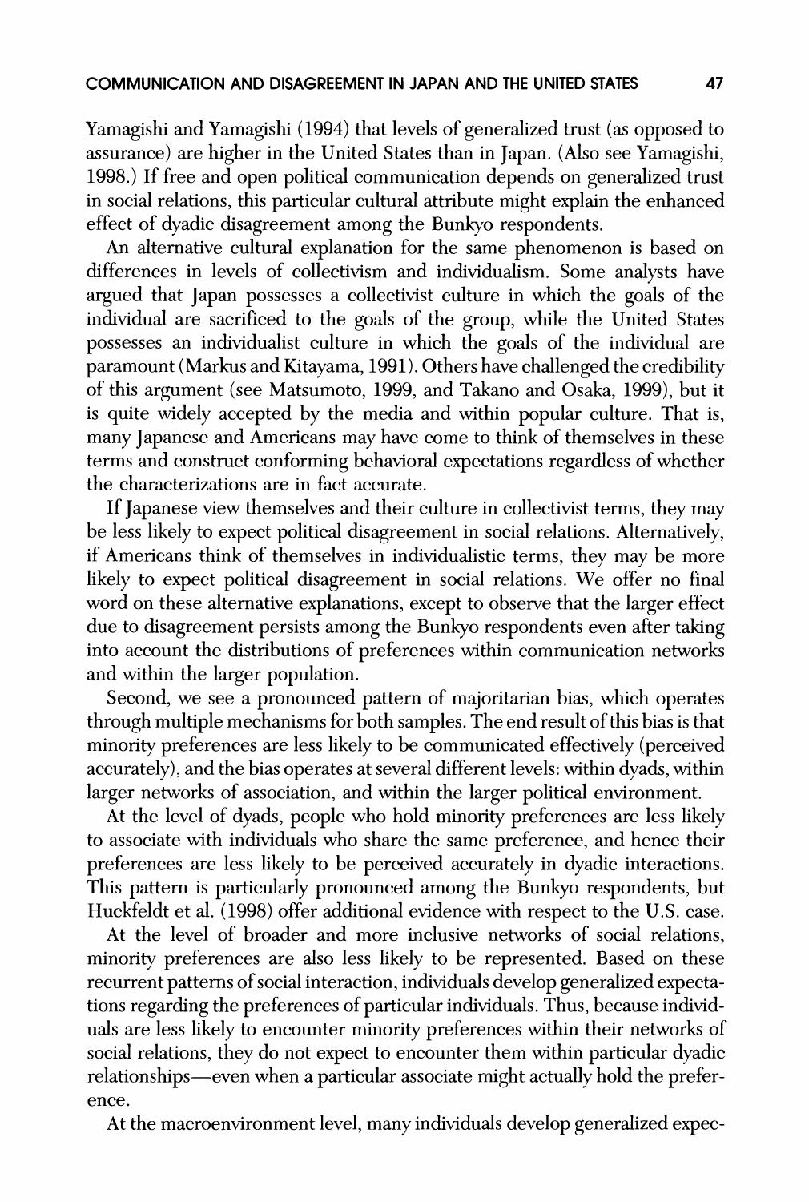Yamagishi and Yamagishi (1994) that levels of generalized trust (as opposed to assurance) are higher in the United States than in Japan. (Also see Yamagishi, 1998.) If free and open political communication depends on generalized trust in social relations, this particular cultural attribute might explain the enhanced effect of dyadic disagreement among the Bunkyo respondents.

An alternative cultural explanation for the same phenomenon is based on differences in levels of collectivism and individualism. Some analysts have argued that Japan possesses a collectivist culture in which the goals of the individual are sacrificed to the goals of the group, while the United States possesses an individualist culture in which the goals of the individual are paramount (Markus and Kitayama, 1991). Others have challenged the credibility of this argument (see Matsumoto, 1999, and Takano and Osaka, 1999), but it is quite widely accepted by the media and within popular culture. That is, many Japanese and Americans may have come to think of themselves in these terms and construct conforming behavioral expectations regardless of whether the characterizations are in fact accurate.

If Japanese view themselves and their culture in collectivist terms, they may be less likely to expect political disagreement in social relations. Alternatively, if Americans think of themselves in individualistic terms, they may be more likely to expect political disagreement in social relations. We offer no final word on these alternative explanations, except to observe that the larger effect due to disagreement persists among the Bunkyo respondents even after taking into account the distributions of preferences within communication networks and within the larger population.

Second, we see a pronounced pattern of majoritarian bias, which operates through multiple mechanisms for both samples. The end result of this bias is that minority preferences are less likely to be communicated effectively (perceived accurately), and the bias operates at several different levels: within dyads, within larger networks of association, and within the larger political environment.

At the level of dyads, people who hold minority preferences are less likely to associate with individuals who share the same preference, and hence their preferences are less likely to be perceived accurately in dyadic interactions. This pattern is particularly pronounced among the Bunkyo respondents, but Huckfeldt et al. (1998) offer additional evidence with respect to the U.S. case.

At the level of broader and more inclusive networks of social relations, minority preferences are also less likely to be represented. Based on these recurrent patterns of social interaction, individuals develop generalized expectations regarding the preferences of particular individuals. Thus, because individuals are less likely to encounter minority preferences within their networks of social relations, they do not expect to encounter them within particular dyadic relationships—even when a particular associate might actually hold the preference.

At the macroenvironment level, many individuals develop generalized expec-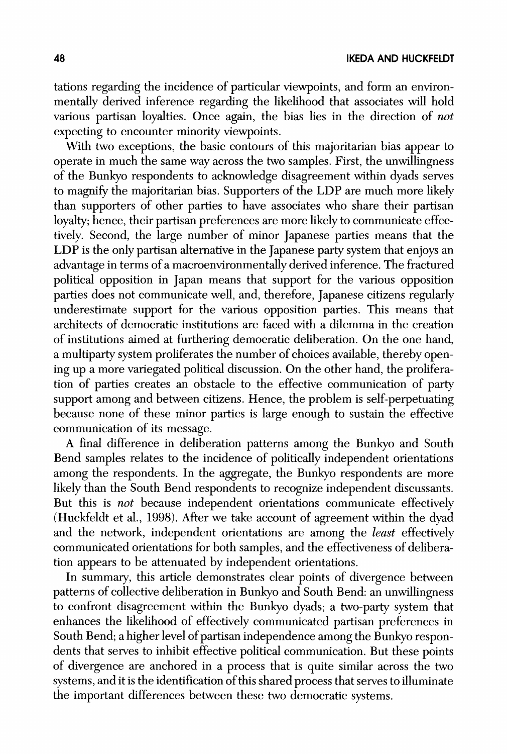tations regarding the incidence of particular viewpoints, and form an environmentally derived inference regarding the likelihood that associates will hold various partisan loyalties. Once again, the bias lies in the direction of *not* expecting to encounter minority viewpoints.

With two exceptions, the basic contours of this majoritarian bias appear to operate in much the same way across the two samples. First, the unwillingness of the Bunkyo respondents to acknowledge disagreement within dyads serves to magnify the majoritarian bias. Supporters of the LDP are much more likely than supporters of other parties to have associates who share their partisan loyalty; hence, their partisan preferences are more likely to communicate effectively. Second, the large number of minor Japanese parties means that the LDP is the only partisan alternative in the Japanese party system that enjoys an advantage in terms of a macroenvironmentally derived inference. The fractured political opposition in Japan means that support for the various opposition parties does not communicate well, and, therefore, Japanese citizens regularly underestimate support for the various opposition parties. This means that architects of democratic institutions are faced with a dilemma in the creation of institutions aimed at furthering democratic deliberation. On the one hand, a multiparty system proliferates the number of choices available, thereby opening up a more variegated political discussion. On the other hand, the proliferation of parties creates an obstacle to the effective communication of party support among and between citizens. Hence, the problem is self-perpetuating because none of these minor parties is large enough to sustain the effective communication of its message.

A final difference in deliberation patterns among the Bunkyo and South Bend samples relates to the incidence of politically independent orientations among the respondents. In the aggregate, the Bunkyo respondents are more likely than the South Bend respondents to recognize independent discussants. But this is *not* because independent orientations communicate effectively (Huckfeldt et al., 1998). After we take account of agreement within the dyad and the network, independent orientations are among the *least* effectively communicated orientations for both samples, and the effectiveness of deliberation appears to be attenuated by independent orientations.

In summary, this article demonstrates clear points of divergence between patterns of collective deliberation in Bunkyo and South Bend: an unwillingness to confront disagreement within the Bunkyo dyads; a two-party system that enhances the likelihood of effectively communicated partisan preferences in South Bend; a higher level of partisan independence among the Bunkyo respondents that serves to inhibit effective political communication. But these points of divergence are anchored in a process that is quite similar across the two systems, and it is the identification of this shared process that serves to illuminate the important differences between these two democratic systems.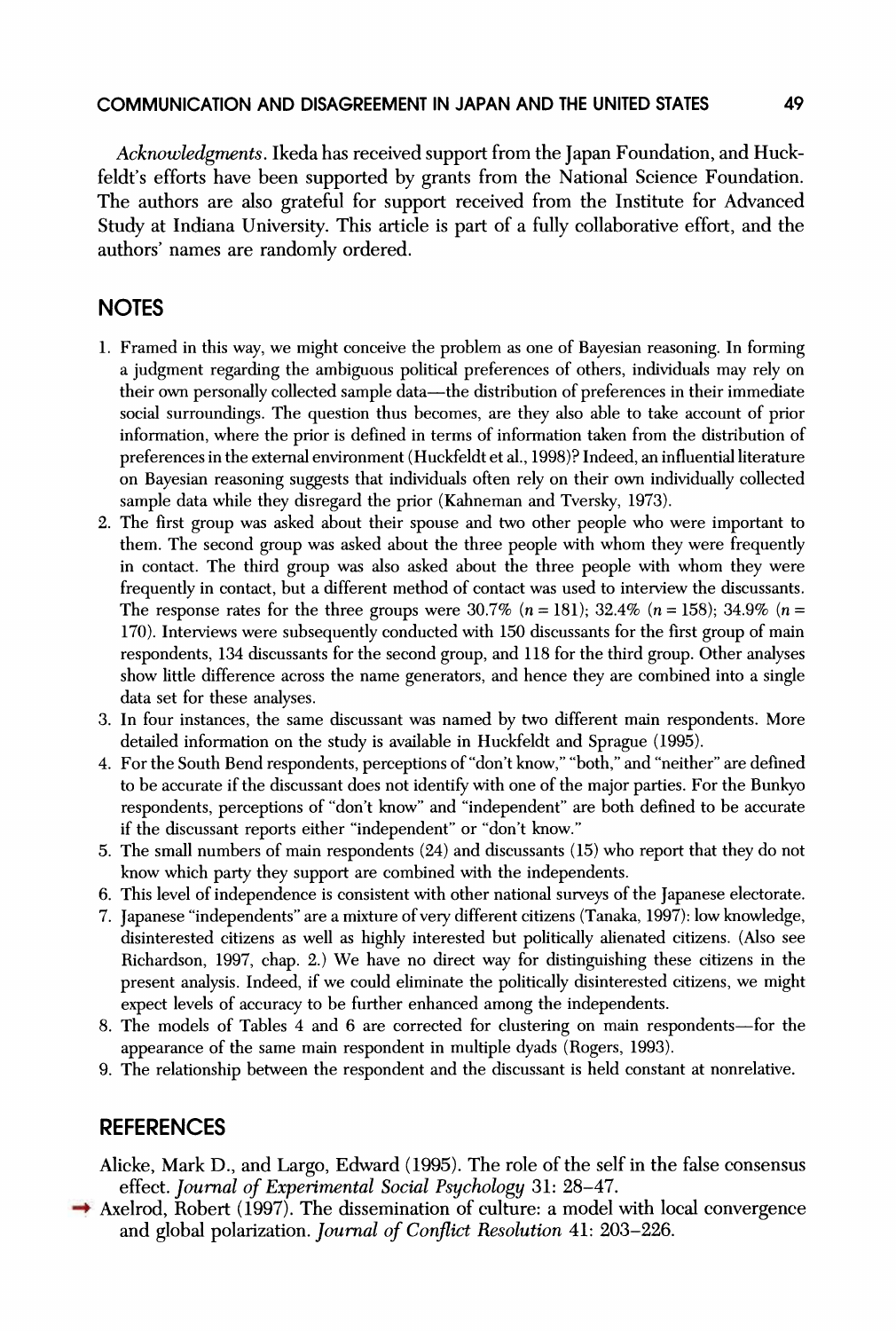*Acknowledgments.* Ikeda has received support from the Japan Foundation, and Huckfeldt's efforts have been supported by grants from the National Science Foundation. The authors are also grateful for support received from the Institute for Advanced Study at Indiana University. This article is part of a fully collaborative effort, and the authors' names are randomly ordered.

## NOTES

1. Framed in this way, we might conceive the problem as one of Bayesian reasoning. In forming a judgment regarding the ambiguous political preferences of others, individuals may rely on their own personally collected sample data—the distribution of preferences in their immediate social surroundings. The question thus becomes, are they also able to take account of prior information, where the prior is defined in terms of information taken from the distribution of preferences in the external environment (Huckfeldt et al., 1998)? Indeed, an influential literature on Bayesian reasoning suggests that individuals often rely on their own individually collected sample data while they disregard the prior (Kahneman and Tversky, 1973).
2. The first group was asked about their spouse and two other people who were important to them. The second group was asked about the three people with whom they were frequently in contact. The third group was also asked about the three people with whom they were frequently in contact, but a different method of contact was used to interview the discussants. The response rates for the three groups were 30.7% ($n = 181$); 32.4% ($n = 158$); 34.9% ($n = 170$). Interviews were subsequently conducted with 150 discussants for the first group of main respondents, 134 discussants for the second group, and 118 for the third group. Other analyses show little difference across the name generators, and hence they are combined into a single data set for these analyses.
3. In four instances, the same discussant was named by two different main respondents. More detailed information on the study is available in Huckfeldt and Sprague (1995).
4. For the South Bend respondents, perceptions of "don't know," "both," and "neither" are defined to be accurate if the discussant does not identify with one of the major parties. For the Bunkyo respondents, perceptions of "don't know" and "independent" are both defined to be accurate if the discussant reports either "independent" or "don't know."
5. The small numbers of main respondents (24) and discussants (15) who report that they do not know which party they support are combined with the independents.
6. This level of independence is consistent with other national surveys of the Japanese electorate.
7. Japanese "independents" are a mixture of very different citizens (Tanaka, 1997): low knowledge, disinterested citizens as well as highly interested but politically alienated citizens. (Also see Richardson, 1997, chap. 2.) We have no direct way for distinguishing these citizens in the present analysis. Indeed, if we could eliminate the politically disinterested citizens, we might expect levels of accuracy to be further enhanced among the independents.
8. The models of Tables 4 and 6 are corrected for clustering on main respondents—for the appearance of the same main respondent in multiple dyads (Rogers, 1993).
9. The relationship between the respondent and the discussant is held constant at nonrelative.

## REFERENCES

Alicke, Mark D., and Largo, Edward (1995). The role of the self in the false consensus effect. *Journal of Experimental Social Psychology* 31: 28–47.

Axelrod, Robert (1997). The dissemination of culture: a model with local convergence and global polarization. *Journal of Conflict Resolution* 41: 203–226.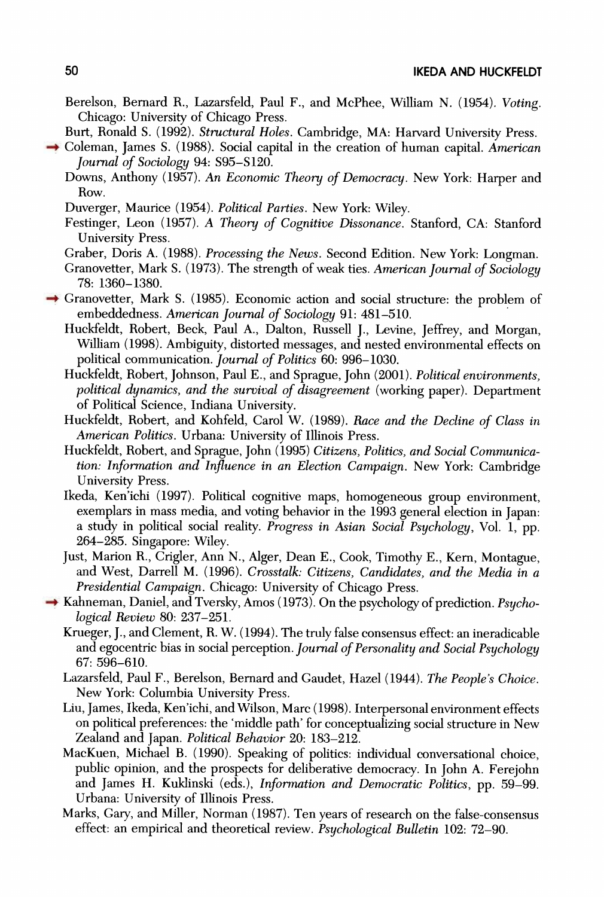Berelson, Bernard R., Lazarsfeld, Paul F., and McPhee, William N. (1954). *Voting*. Chicago: University of Chicago Press.

Burt, Ronald S. (1992). *Structural Holes*. Cambridge, MA: Harvard University Press.

Coleman, James S. (1988). Social capital in the creation of human capital. *American Journal of Sociology* 94: S95–S120.

Downs, Anthony (1957). *An Economic Theory of Democracy*. New York: Harper and Row.

Duverger, Maurice (1954). *Political Parties*. New York: Wiley.

Festinger, Leon (1957). *A Theory of Cognitive Dissonance*. Stanford, CA: Stanford University Press.

Graber, Doris A. (1988). *Processing the News*. Second Edition. New York: Longman.

Granovetter, Mark S. (1973). The strength of weak ties. *American Journal of Sociology* 78: 1360–1380.

Granovetter, Mark S. (1985). Economic action and social structure: the problem of embeddedness. *American Journal of Sociology* 91: 481–510.

Huckfeldt, Robert, Beck, Paul A., Dalton, Russell J., Levine, Jeffrey, and Morgan, William (1998). Ambiguity, distorted messages, and nested environmental effects on political communication. *Journal of Politics* 60: 996–1030.

Huckfeldt, Robert, Johnson, Paul E., and Sprague, John (2001). *Political environments, political dynamics, and the survival of disagreement* (working paper). Department of Political Science, Indiana University.

Huckfeldt, Robert, and Kohfeld, Carol W. (1989). *Race and the Decline of Class in American Politics*. Urbana: University of Illinois Press.

Huckfeldt, Robert, and Sprague, John (1995) *Citizens, Politics, and Social Communication: Information and Influence in an Election Campaign*. New York: Cambridge University Press.

Ikeda, Ken'ichi (1997). Political cognitive maps, homogeneous group environment, exemplars in mass media, and voting behavior in the 1993 general election in Japan: a study in political social reality. *Progress in Asian Social Psychology*, Vol. 1, pp. 264–285. Singapore: Wiley.

Just, Marion R., Crigler, Ann N., Alger, Dean E., Cook, Timothy E., Kern, Montague, and West, Darrell M. (1996). *Crosstalk: Citizens, Candidates, and the Media in a Presidential Campaign*. Chicago: University of Chicago Press.

Kahneman, Daniel, and Tversky, Amos (1973). On the psychology of prediction. *Psychological Review* 80: 237–251.

Krueger, J., and Clement, R. W. (1994). The truly false consensus effect: an ineradicable and egocentric bias in social perception. *Journal of Personality and Social Psychology* 67: 596–610.

Lazarsfeld, Paul F., Berelson, Bernard and Gaudet, Hazel (1944). *The People's Choice*. New York: Columbia University Press.

Liu, James, Ikeda, Ken'ichi, and Wilson, Marc (1998). Interpersonal environment effects on political preferences: the 'middle path' for conceptualizing social structure in New Zealand and Japan. *Political Behavior* 20: 183–212.

MacKuen, Michael B. (1990). Speaking of politics: individual conversational choice, public opinion, and the prospects for deliberative democracy. In John A. Ferejohn and James H. Kuklinski (eds.), *Information and Democratic Politics*, pp. 59–99. Urbana: University of Illinois Press.

Marks, Gary, and Miller, Norman (1987). Ten years of research on the false-consensus effect: an empirical and theoretical review. *Psychological Bulletin* 102: 72–90.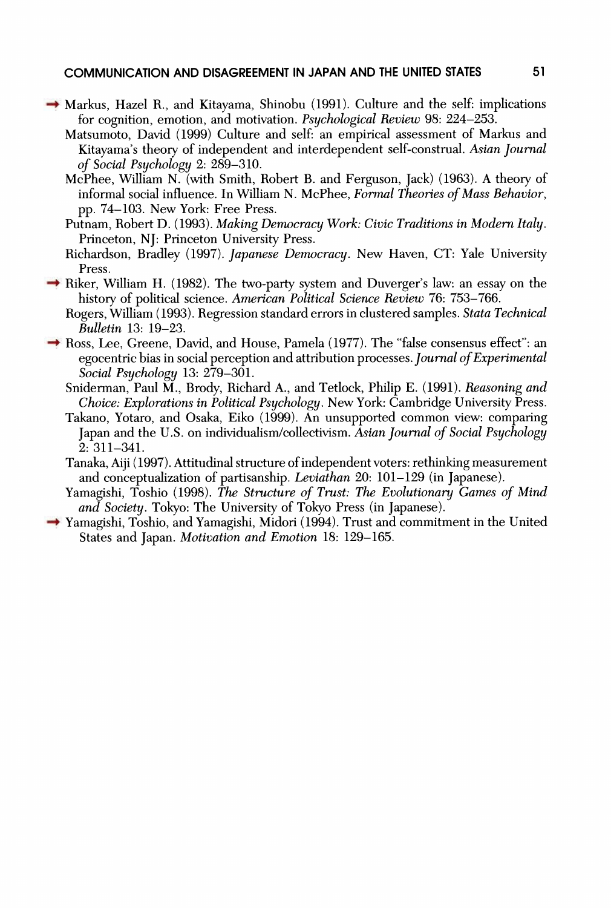Markus, Hazel R., and Kitayama, Shinobu (1991). Culture and the self: implications for cognition, emotion, and motivation. *Psychological Review* 98: 224–253.

Matsumoto, David (1999) Culture and self: an empirical assessment of Markus and Kitayama's theory of independent and interdependent self-construal. *Asian Journal of Social Psychology* 2: 289–310.

McPhee, William N. (with Smith, Robert B. and Ferguson, Jack) (1963). A theory of informal social influence. In William N. McPhee, *Formal Theories of Mass Behavior*, pp. 74–103. New York: Free Press.

Putnam, Robert D. (1993). *Making Democracy Work: Civic Traditions in Modern Italy*. Princeton, NJ: Princeton University Press.

Richardson, Bradley (1997). *Japanese Democracy*. New Haven, CT: Yale University Press.

Riker, William H. (1982). The two-party system and Duverger's law: an essay on the history of political science. *American Political Science Review* 76: 753–766.

Rogers, William (1993). Regression standard errors in clustered samples. *Stata Technical Bulletin* 13: 19–23.

Ross, Lee, Greene, David, and House, Pamela (1977). The "false consensus effect": an egocentric bias in social perception and attribution processes. *Journal of Experimental Social Psychology* 13: 279–301.

Sniderman, Paul M., Brody, Richard A., and Tetlock, Philip E. (1991). *Reasoning and Choice: Explorations in Political Psychology*. New York: Cambridge University Press.

Takano, Yotaro, and Osaka, Eiko (1999). An unsupported common view: comparing Japan and the U.S. on individualism/collectivism. *Asian Journal of Social Psychology* 2: 311–341.

Tanaka, Aiji (1997). Attitudinal structure of independent voters: rethinking measurement and conceptualization of partisanship. *Leviathan* 20: 101–129 (in Japanese).

Yamagishi, Toshio (1998). *The Structure of Trust: The Evolutionary Games of Mind and Society*. Tokyo: The University of Tokyo Press (in Japanese).

Yamagishi, Toshio, and Yamagishi, Midori (1994). Trust and commitment in the United States and Japan. *Motivation and Emotion* 18: 129–165.